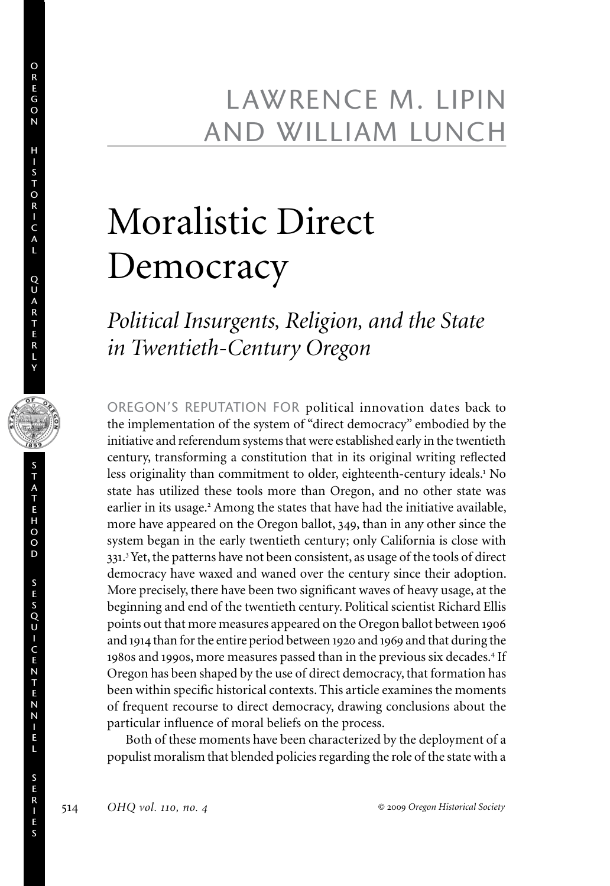LAWRENCE M. LIPIN AND WILLIAM LUNCH

# Moralistic Direct Democracy

## *Political Insurgents, Religion, and the State in Twentieth-Century Oregon*

OREGON'S REPUTATION FOR political innovation dates back to the implementation of the system of "direct democracy" embodied by the initiative and referendum systems that were established early in the twentieth century, transforming a constitution that in its original writing reflected less originality than commitment to older, eighteenth-century ideals.[1] No state has utilized these tools more than Oregon, and no other state was earlier in its usage.[2] Among the states that have had the initiative available, more have appeared on the Oregon ballot, 349, than in any other since the system began in the early twentieth century; only California is close with 331.[3] Yet, the patterns have not been consistent, as usage of the tools of direct democracy have waxed and waned over the century since their adoption. More precisely, there have been two significant waves of heavy usage, at the beginning and end of the twentieth century. Political scientist Richard Ellis points out that more measures appeared on the Oregon ballot between 1906 and 1914 than for the entire period between 1920 and 1969 and that during the 1980s and 1990s, more measures passed than in the previous six decades.[4] If Oregon has been shaped by the use of direct democracy, that formation has been within specific historical contexts. This article examines the moments of frequent recourse to direct democracy, drawing conclusions about the particular influence of moral beliefs on the process.

Both of these moments have been characterized by the deployment of a populist moralism that blended policies regarding the role of the state with a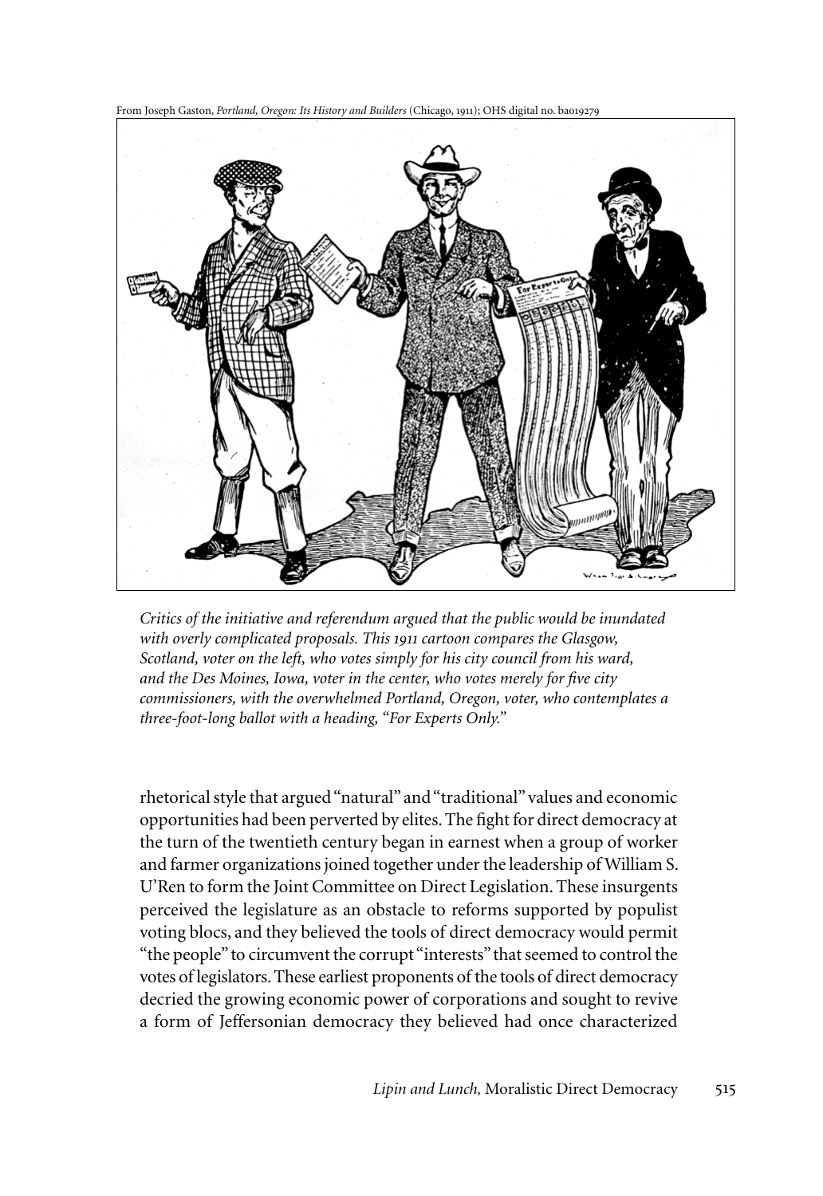From Joseph Gaston, *Portland, Oregon: Its History and Builders* (Chicago, 1911); OHS digital no. ba019279

*Critics of the initiative and referendum argued that the public would be inundated with overly complicated proposals. This 1911 cartoon compares the Glasgow, Scotland, voter on the left, who votes simply for his city council from his ward, and the Des Moines, Iowa, voter in the center, who votes merely for five city commissioners, with the overwhelmed Portland, Oregon, voter, who contemplates a three-foot-long ballot with a heading, "For Experts Only."*

rhetorical style that argued "natural" and "traditional" values and economic opportunities had been perverted by elites. The fight for direct democracy at the turn of the twentieth century began in earnest when a group of worker and farmer organizations joined together under the leadership of William S. U'Ren to form the Joint Committee on Direct Legislation. These insurgents perceived the legislature as an obstacle to reforms supported by populist voting blocs, and they believed the tools of direct democracy would permit "the people" to circumvent the corrupt "interests" that seemed to control the votes of legislators. These earliest proponents of the tools of direct democracy decried the growing economic power of corporations and sought to revive a form of Jeffersonian democracy they believed had once characterized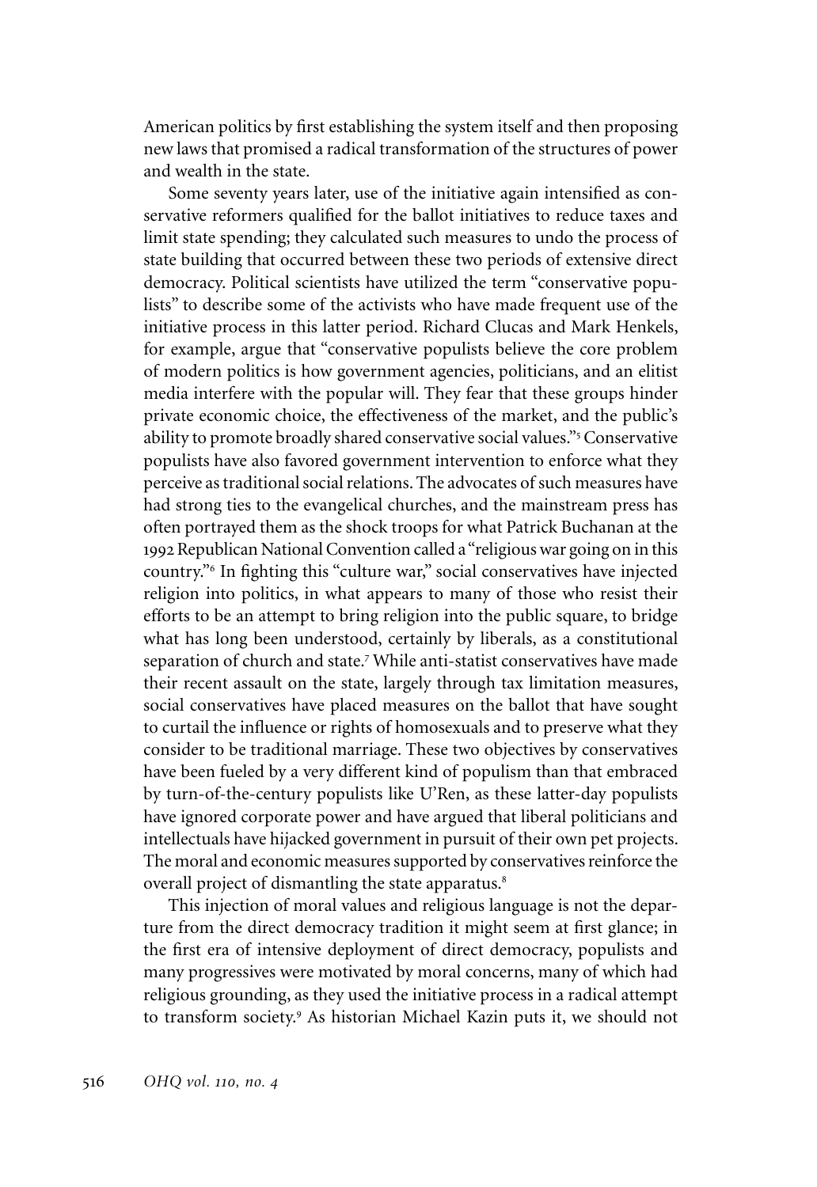American politics by first establishing the system itself and then proposing new laws that promised a radical transformation of the structures of power and wealth in the state.

Some seventy years later, use of the initiative again intensified as conservative reformers qualified for the ballot initiatives to reduce taxes and limit state spending; they calculated such measures to undo the process of state building that occurred between these two periods of extensive direct democracy. Political scientists have utilized the term "conservative populists" to describe some of the activists who have made frequent use of the initiative process in this latter period. Richard Clucas and Mark Henkels, for example, argue that "conservative populists believe the core problem of modern politics is how government agencies, politicians, and an elitist media interfere with the popular will. They fear that these groups hinder private economic choice, the effectiveness of the market, and the public's ability to promote broadly shared conservative social values."[5] Conservative populists have also favored government intervention to enforce what they perceive as traditional social relations. The advocates of such measures have had strong ties to the evangelical churches, and the mainstream press has often portrayed them as the shock troops for what Patrick Buchanan at the 1992 Republican National Convention called a "religious war going on in this country."[6] In fighting this "culture war," social conservatives have injected religion into politics, in what appears to many of those who resist their efforts to be an attempt to bring religion into the public square, to bridge what has long been understood, certainly by liberals, as a constitutional separation of church and state.[7] While anti-statist conservatives have made their recent assault on the state, largely through tax limitation measures, social conservatives have placed measures on the ballot that have sought to curtail the influence or rights of homosexuals and to preserve what they consider to be traditional marriage. These two objectives by conservatives have been fueled by a very different kind of populism than that embraced by turn-of-the-century populists like U'Ren, as these latter-day populists have ignored corporate power and have argued that liberal politicians and intellectuals have hijacked government in pursuit of their own pet projects. The moral and economic measures supported by conservatives reinforce the overall project of dismantling the state apparatus.[8]

This injection of moral values and religious language is not the departure from the direct democracy tradition it might seem at first glance; in the first era of intensive deployment of direct democracy, populists and many progressives were motivated by moral concerns, many of which had religious grounding, as they used the initiative process in a radical attempt to transform society.[9] As historian Michael Kazin puts it, we should not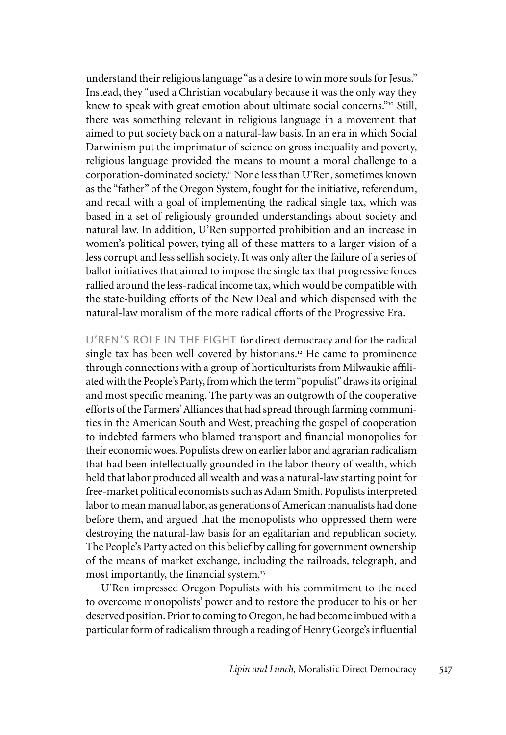understand their religious language "as a desire to win more souls for Jesus." Instead, they "used a Christian vocabulary because it was the only way they knew to speak with great emotion about ultimate social concerns."[10] Still, there was something relevant in religious language in a movement that aimed to put society back on a natural-law basis. In an era in which Social Darwinism put the imprimatur of science on gross inequality and poverty, religious language provided the means to mount a moral challenge to a corporation-dominated society.[11] None less than U'Ren, sometimes known as the "father" of the Oregon System, fought for the initiative, referendum, and recall with a goal of implementing the radical single tax, which was based in a set of religiously grounded understandings about society and natural law. In addition, U'Ren supported prohibition and an increase in women's political power, tying all of these matters to a larger vision of a less corrupt and less selfish society. It was only after the failure of a series of ballot initiatives that aimed to impose the single tax that progressive forces rallied around the less-radical income tax, which would be compatible with the state-building efforts of the New Deal and which dispensed with the natural-law moralism of the more radical efforts of the Progressive Era.

U'REN'S ROLE IN THE FIGHT for direct democracy and for the radical single tax has been well covered by historians.[12] He came to prominence through connections with a group of horticulturists from Milwaukie affiliated with the People's Party, from which the term "populist" draws its original and most specific meaning. The party was an outgrowth of the cooperative efforts of the Farmers' Alliances that had spread through farming communities in the American South and West, preaching the gospel of cooperation to indebted farmers who blamed transport and financial monopolies for their economic woes. Populists drew on earlier labor and agrarian radicalism that had been intellectually grounded in the labor theory of wealth, which held that labor produced all wealth and was a natural-law starting point for free-market political economists such as Adam Smith. Populists interpreted labor to mean manual labor, as generations of American manualists had done before them, and argued that the monopolists who oppressed them were destroying the natural-law basis for an egalitarian and republican society. The People's Party acted on this belief by calling for government ownership of the means of market exchange, including the railroads, telegraph, and most importantly, the financial system.[13]

U'Ren impressed Oregon Populists with his commitment to the need to overcome monopolists' power and to restore the producer to his or her deserved position. Prior to coming to Oregon, he had become imbued with a particular form of radicalism through a reading of Henry George's influential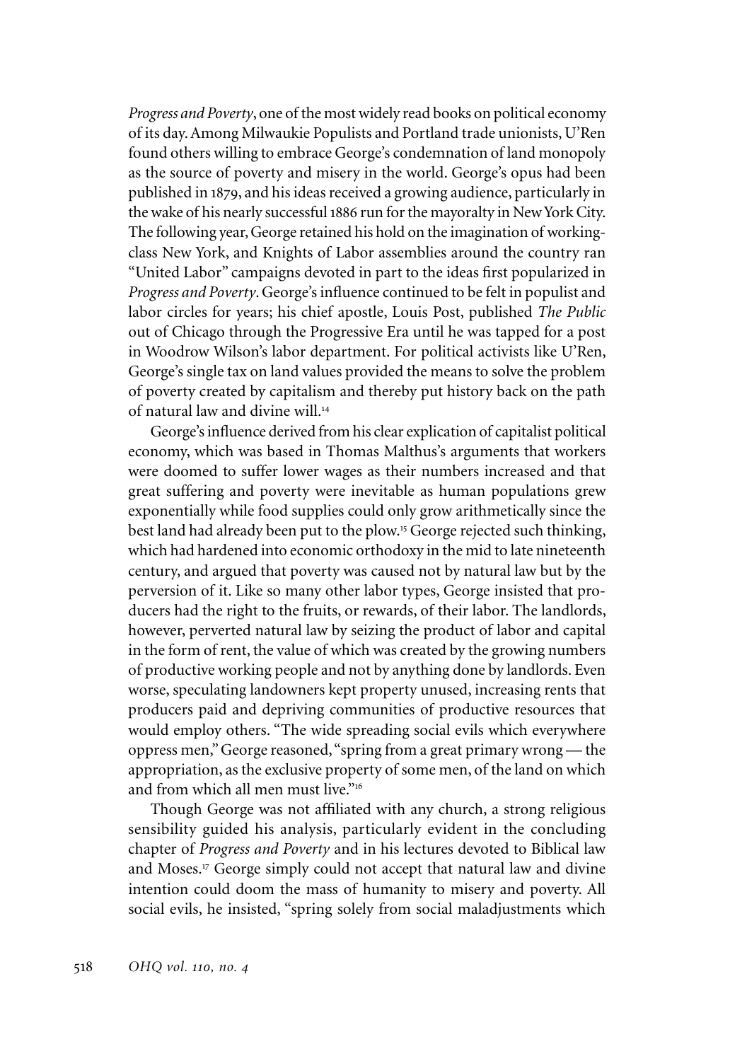*Progress and Poverty*, one of the most widely read books on political economy of its day. Among Milwaukie Populists and Portland trade unionists, U'Ren found others willing to embrace George's condemnation of land monopoly as the source of poverty and misery in the world. George's opus had been published in 1879, and his ideas received a growing audience, particularly in the wake of his nearly successful 1886 run for the mayoralty in New York City. The following year, George retained his hold on the imagination of working-class New York, and Knights of Labor assemblies around the country ran "United Labor" campaigns devoted in part to the ideas first popularized in *Progress and Poverty*. George's influence continued to be felt in populist and labor circles for years; his chief apostle, Louis Post, published *The Public* out of Chicago through the Progressive Era until he was tapped for a post in Woodrow Wilson's labor department. For political activists like U'Ren, George's single tax on land values provided the means to solve the problem of poverty created by capitalism and thereby put history back on the path of natural law and divine will.[14]

George's influence derived from his clear explication of capitalist political economy, which was based in Thomas Malthus's arguments that workers were doomed to suffer lower wages as their numbers increased and that great suffering and poverty were inevitable as human populations grew exponentially while food supplies could only grow arithmetically since the best land had already been put to the plow.[15] George rejected such thinking, which had hardened into economic orthodoxy in the mid to late nineteenth century, and argued that poverty was caused not by natural law but by the perversion of it. Like so many other labor types, George insisted that producers had the right to the fruits, or rewards, of their labor. The landlords, however, perverted natural law by seizing the product of labor and capital in the form of rent, the value of which was created by the growing numbers of productive working people and not by anything done by landlords. Even worse, speculating landowners kept property unused, increasing rents that producers paid and depriving communities of productive resources that would employ others. "The wide spreading social evils which everywhere oppress men," George reasoned, "spring from a great primary wrong — the appropriation, as the exclusive property of some men, of the land on which and from which all men must live."[16]

Though George was not affiliated with any church, a strong religious sensibility guided his analysis, particularly evident in the concluding chapter of *Progress and Poverty* and in his lectures devoted to Biblical law and Moses.[17] George simply could not accept that natural law and divine intention could doom the mass of humanity to misery and poverty. All social evils, he insisted, "spring solely from social maladjustments which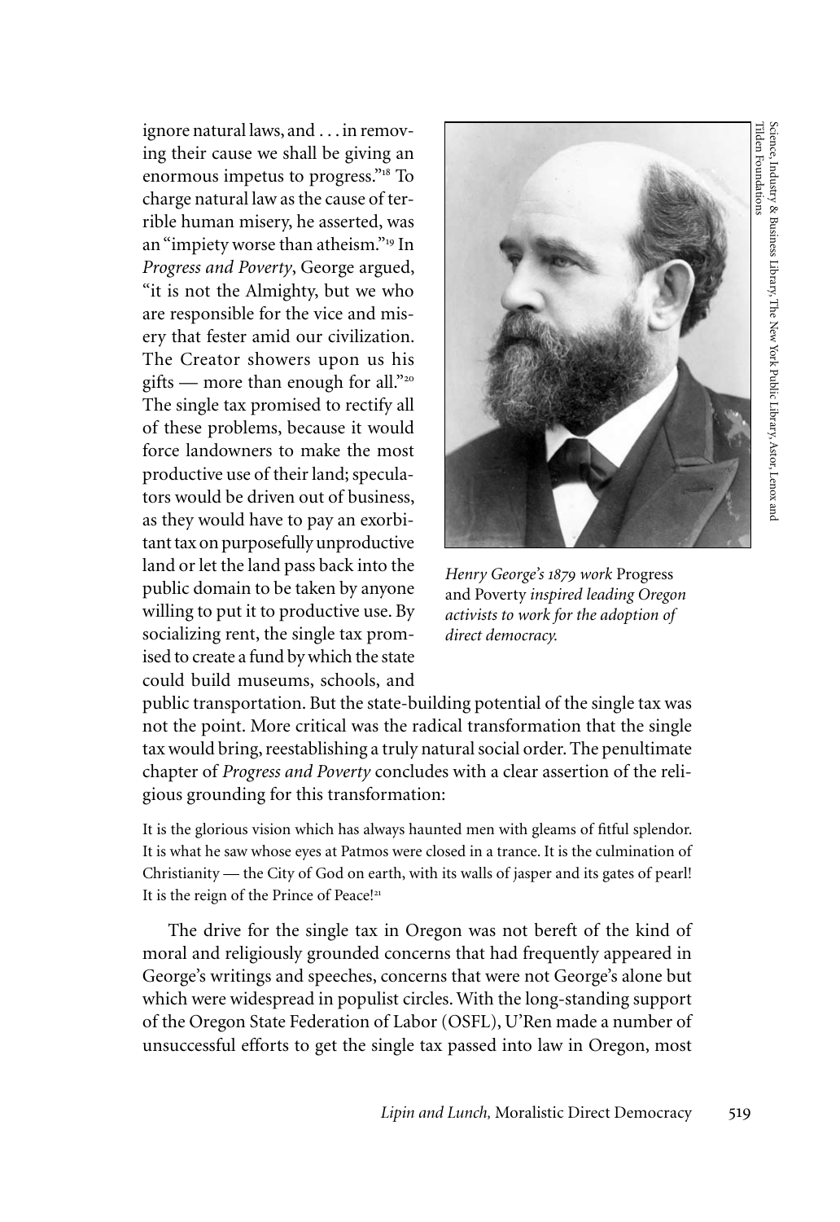ignore natural laws, and . . . in removing their cause we shall be giving an enormous impetus to progress."[18] To charge natural law as the cause of terrible human misery, he asserted, was an "impiety worse than atheism."[19] In *Progress and Poverty*, George argued, "it is not the Almighty, but we who are responsible for the vice and misery that fester amid our civilization. The Creator showers upon us his gifts — more than enough for all."[20] The single tax promised to rectify all of these problems, because it would force landowners to make the most productive use of their land; speculators would be driven out of business, as they would have to pay an exorbitant tax on purposefully unproductive land or let the land pass back into the public domain to be taken by anyone willing to put it to productive use. By socializing rent, the single tax promised to create a fund by which the state could build museums, schools, and public transportation. But the state-building potential of the single tax was not the point. More critical was the radical transformation that the single tax would bring, reestablishing a truly natural social order. The penultimate chapter of *Progress and Poverty* concludes with a clear assertion of the religious grounding for this transformation:

*Henry George's 1879 work* Progress and Poverty *inspired leading Oregon activists to work for the adoption of direct democracy.*

Science, Industry & Business Library, The New York Public Library, Astor, Lenox and Tilden Foundations

> It is the glorious vision which has always haunted men with gleams of fitful splendor. It is what he saw whose eyes at Patmos were closed in a trance. It is the culmination of Christianity — the City of God on earth, with its walls of jasper and its gates of pearl! It is the reign of the Prince of Peace![21]

The drive for the single tax in Oregon was not bereft of the kind of moral and religiously grounded concerns that had frequently appeared in George's writings and speeches, concerns that were not George's alone but which were widespread in populist circles. With the long-standing support of the Oregon State Federation of Labor (OSFL), U'Ren made a number of unsuccessful efforts to get the single tax passed into law in Oregon, most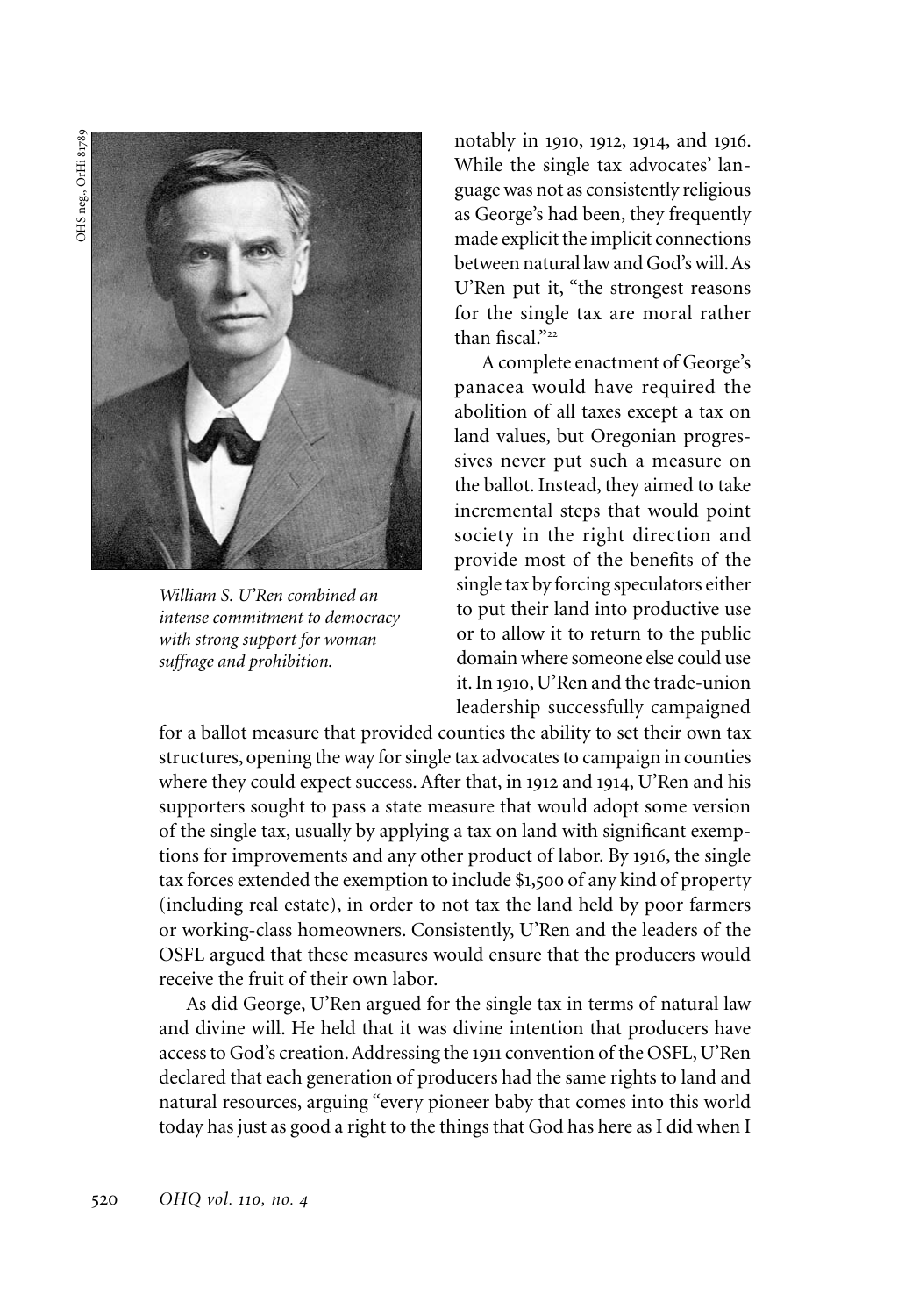*William S. U'Ren combined an intense commitment to democracy with strong support for woman suffrage and prohibition.*

notably in 1910, 1912, 1914, and 1916. While the single tax advocates' language was not as consistently religious as George's had been, they frequently made explicit the implicit connections between natural law and God's will. As U'Ren put it, "the strongest reasons for the single tax are moral rather than fiscal."[22]

A complete enactment of George's panacea would have required the abolition of all taxes except a tax on land values, but Oregonian progressives never put such a measure on the ballot. Instead, they aimed to take incremental steps that would point society in the right direction and provide most of the benefits of the single tax by forcing speculators either to put their land into productive use or to allow it to return to the public domain where someone else could use it. In 1910, U'Ren and the trade-union leadership successfully campaigned for a ballot measure that provided counties the ability to set their own tax structures, opening the way for single tax advocates to campaign in counties where they could expect success. After that, in 1912 and 1914, U'Ren and his supporters sought to pass a state measure that would adopt some version of the single tax, usually by applying a tax on land with significant exemptions for improvements and any other product of labor. By 1916, the single tax forces extended the exemption to include $1,500 of any kind of property (including real estate), in order to not tax the land held by poor farmers or working-class homeowners. Consistently, U'Ren and the leaders of the OSFL argued that these measures would ensure that the producers would receive the fruit of their own labor.

As did George, U'Ren argued for the single tax in terms of natural law and divine will. He held that it was divine intention that producers have access to God's creation. Addressing the 1911 convention of the OSFL, U'Ren declared that each generation of producers had the same rights to land and natural resources, arguing "every pioneer baby that comes into this world today has just as good a right to the things that God has here as I did when I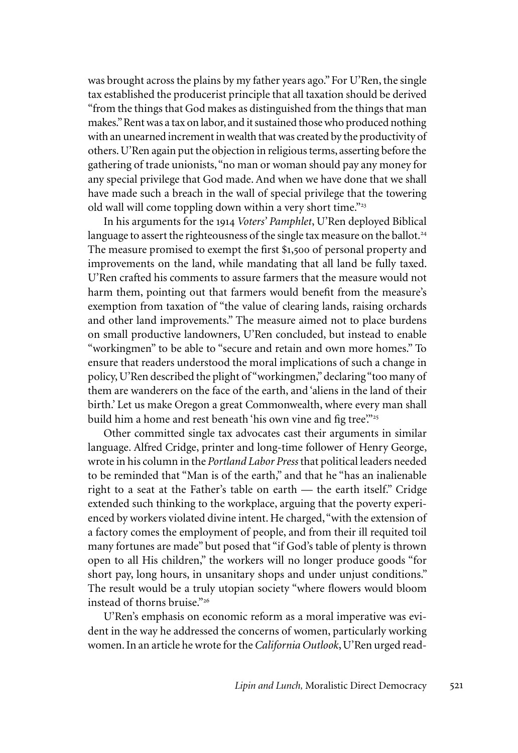was brought across the plains by my father years ago." For U'Ren, the single tax established the producerist principle that all taxation should be derived "from the things that God makes as distinguished from the things that man makes." Rent was a tax on labor, and it sustained those who produced nothing with an unearned increment in wealth that was created by the productivity of others. U'Ren again put the objection in religious terms, asserting before the gathering of trade unionists, "no man or woman should pay any money for any special privilege that God made. And when we have done that we shall have made such a breach in the wall of special privilege that the towering old wall will come toppling down within a very short time."[23]

In his arguments for the 1914 *Voters' Pamphlet*, U'Ren deployed Biblical language to assert the righteousness of the single tax measure on the ballot.[24] The measure promised to exempt the first $1,500 of personal property and improvements on the land, while mandating that all land be fully taxed. U'Ren crafted his comments to assure farmers that the measure would not harm them, pointing out that farmers would benefit from the measure's exemption from taxation of "the value of clearing lands, raising orchards and other land improvements." The measure aimed not to place burdens on small productive landowners, U'Ren concluded, but instead to enable "workingmen" to be able to "secure and retain and own more homes." To ensure that readers understood the moral implications of such a change in policy, U'Ren described the plight of "workingmen," declaring "too many of them are wanderers on the face of the earth, and 'aliens in the land of their birth.' Let us make Oregon a great Commonwealth, where every man shall build him a home and rest beneath 'his own vine and fig tree.'"[25]

Other committed single tax advocates cast their arguments in similar language. Alfred Cridge, printer and long-time follower of Henry George, wrote in his column in the *Portland Labor Press* that political leaders needed to be reminded that "Man is of the earth," and that he "has an inalienable right to a seat at the Father's table on earth — the earth itself." Cridge extended such thinking to the workplace, arguing that the poverty experienced by workers violated divine intent. He charged, "with the extension of a factory comes the employment of people, and from their ill requited toil many fortunes are made" but posed that "if God's table of plenty is thrown open to all His children," the workers will no longer produce goods "for short pay, long hours, in unsanitary shops and under unjust conditions." The result would be a truly utopian society "where flowers would bloom instead of thorns bruise."[26]

U'Ren's emphasis on economic reform as a moral imperative was evident in the way he addressed the concerns of women, particularly working women. In an article he wrote for the *California Outlook*, U'Ren urged read-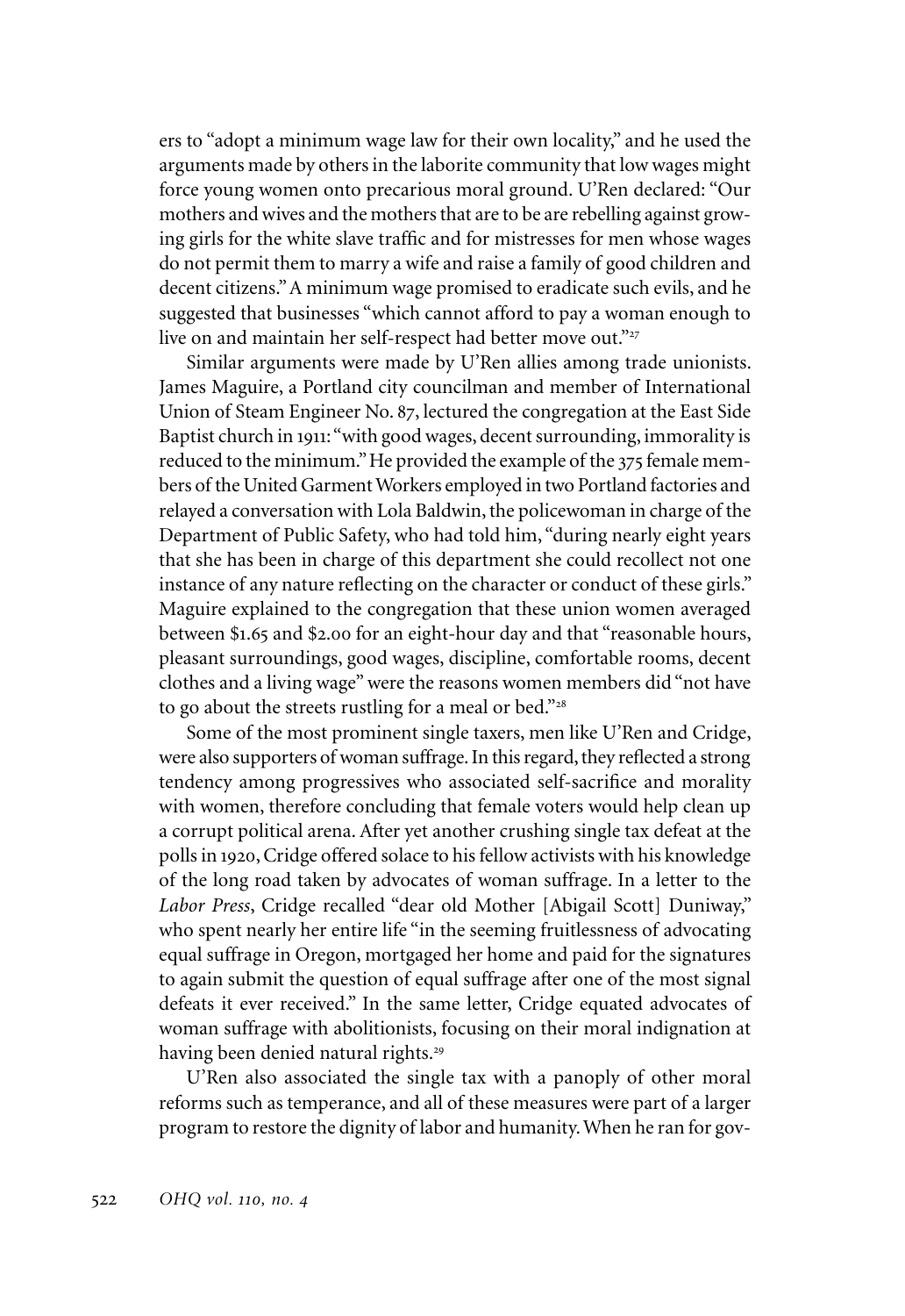ers to "adopt a minimum wage law for their own locality," and he used the arguments made by others in the laborite community that low wages might force young women onto precarious moral ground. U'Ren declared: "Our mothers and wives and the mothers that are to be are rebelling against growing girls for the white slave traffic and for mistresses for men whose wages do not permit them to marry a wife and raise a family of good children and decent citizens." A minimum wage promised to eradicate such evils, and he suggested that businesses "which cannot afford to pay a woman enough to live on and maintain her self-respect had better move out."[27]

Similar arguments were made by U'Ren allies among trade unionists. James Maguire, a Portland city councilman and member of International Union of Steam Engineer No. 87, lectured the congregation at the East Side Baptist church in 1911: "with good wages, decent surrounding, immorality is reduced to the minimum." He provided the example of the 375 female members of the United Garment Workers employed in two Portland factories and relayed a conversation with Lola Baldwin, the policewoman in charge of the Department of Public Safety, who had told him, "during nearly eight years that she has been in charge of this department she could recollect not one instance of any nature reflecting on the character or conduct of these girls." Maguire explained to the congregation that these union women averaged between $1.65 and $2.00 for an eight-hour day and that "reasonable hours, pleasant surroundings, good wages, discipline, comfortable rooms, decent clothes and a living wage" were the reasons women members did "not have to go about the streets rustling for a meal or bed."[28]

Some of the most prominent single taxers, men like U'Ren and Cridge, were also supporters of woman suffrage. In this regard, they reflected a strong tendency among progressives who associated self-sacrifice and morality with women, therefore concluding that female voters would help clean up a corrupt political arena. After yet another crushing single tax defeat at the polls in 1920, Cridge offered solace to his fellow activists with his knowledge of the long road taken by advocates of woman suffrage. In a letter to the *Labor Press*, Cridge recalled "dear old Mother [Abigail Scott] Duniway," who spent nearly her entire life "in the seeming fruitlessness of advocating equal suffrage in Oregon, mortgaged her home and paid for the signatures to again submit the question of equal suffrage after one of the most signal defeats it ever received." In the same letter, Cridge equated advocates of woman suffrage with abolitionists, focusing on their moral indignation at having been denied natural rights.[29]

U'Ren also associated the single tax with a panoply of other moral reforms such as temperance, and all of these measures were part of a larger program to restore the dignity of labor and humanity. When he ran for gov-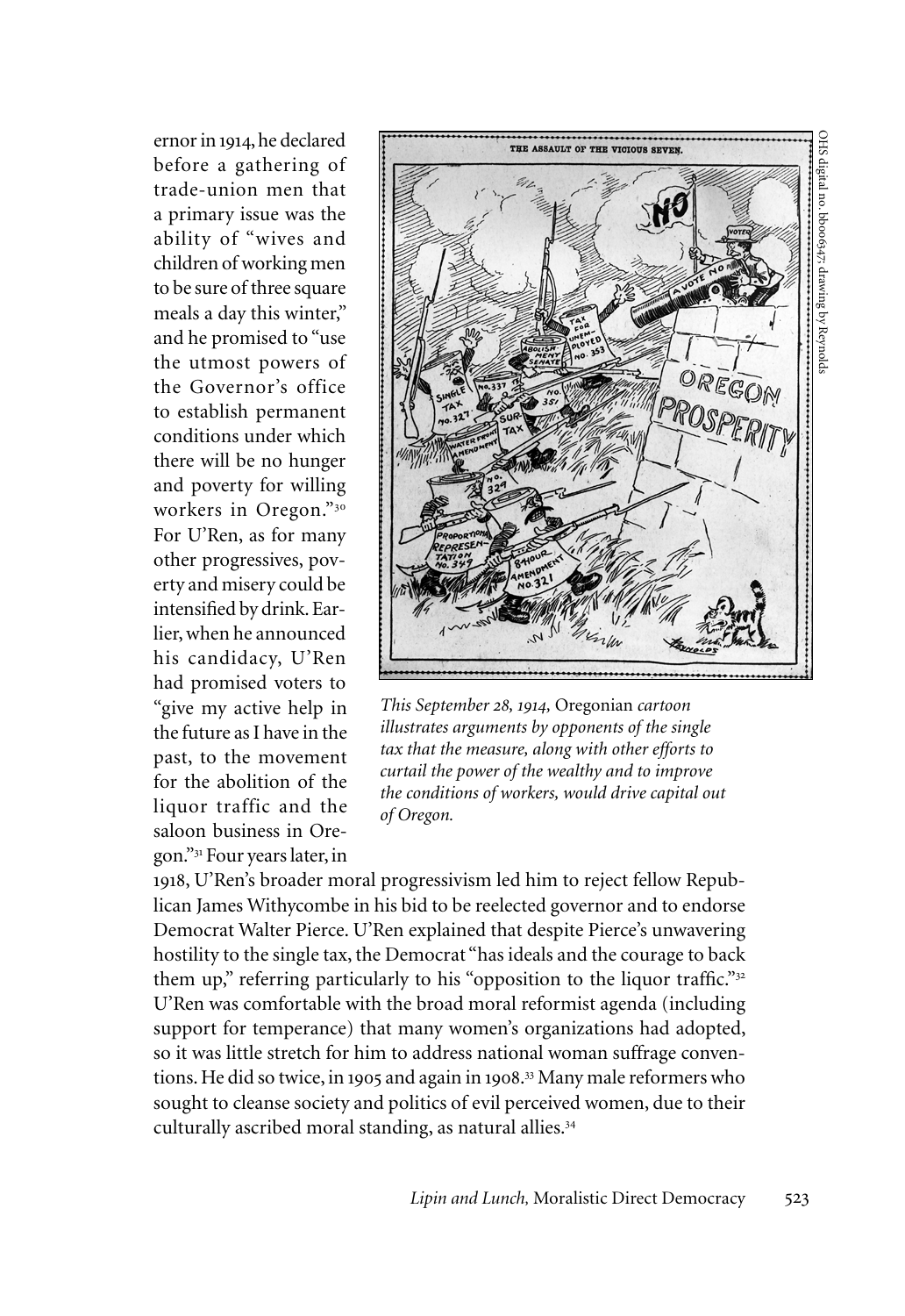ernor in 1914, he declared before a gathering of trade-union men that a primary issue was the ability of "wives and children of working men to be sure of three square meals a day this winter," and he promised to "use the utmost powers of the Governor's office to establish permanent conditions under which there will be no hunger and poverty for willing workers in Oregon."[30] For U'Ren, as for many other progressives, poverty and misery could be intensified by drink. Earlier, when he announced his candidacy, U'Ren had promised voters to "give my active help in the future as I have in the past, to the movement for the abolition of the liquor traffic and the saloon business in Oregon."[31] Four years later, in 1918, U'Ren's broader moral progressivism led him to reject fellow Republican James Withycombe in his bid to be reelected governor and to endorse Democrat Walter Pierce. U'Ren explained that despite Pierce's unwavering hostility to the single tax, the Democrat "has ideals and the courage to back them up," referring particularly to his "opposition to the liquor traffic."[32] U'Ren was comfortable with the broad moral reformist agenda (including support for temperance) that many women's organizations had adopted, so it was little stretch for him to address national woman suffrage conventions. He did so twice, in 1905 and again in 1908.[33] Many male reformers who sought to cleanse society and politics of evil perceived women, due to their culturally ascribed moral standing, as natural allies.[34]

OHS digital no. bb006427; drawing by Reynolds

*This September 28, 1914,* Oregonian *cartoon illustrates arguments by opponents of the single tax that the measure, along with other efforts to curtail the power of the wealthy and to improve the conditions of workers, would drive capital out of Oregon.*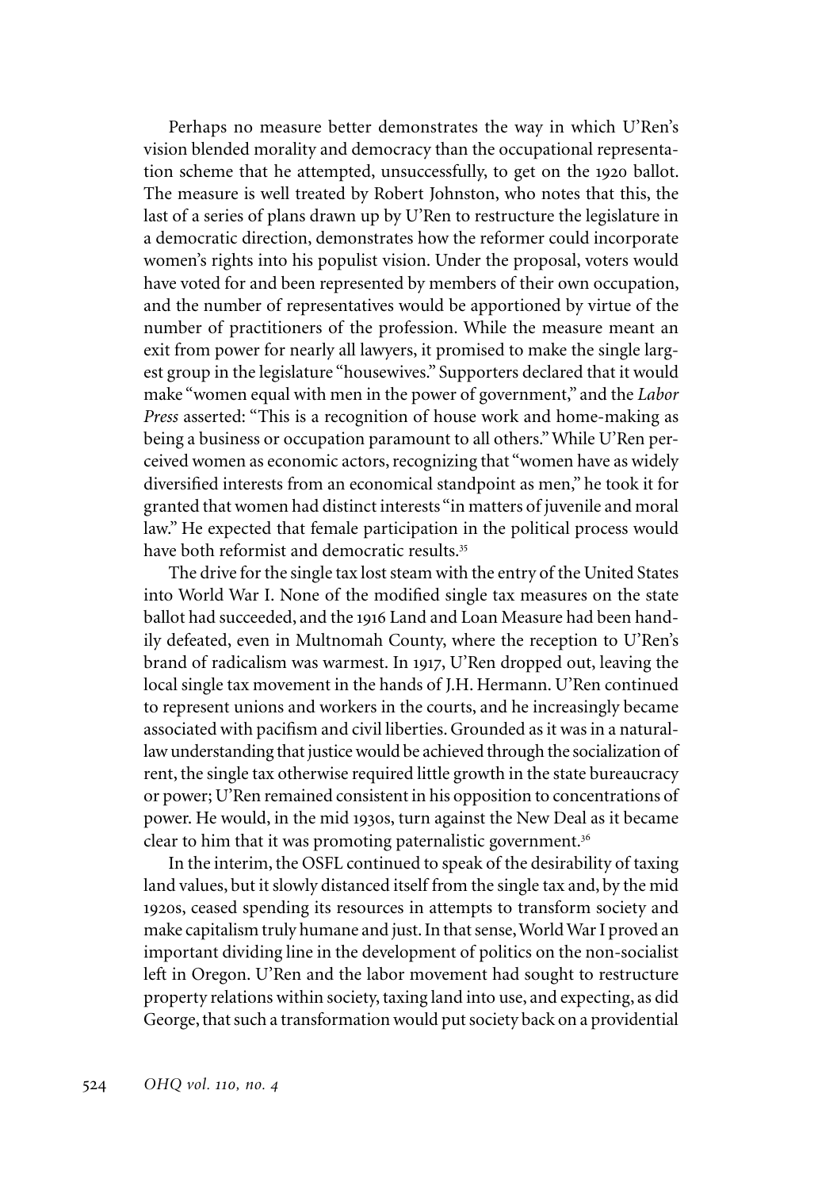Perhaps no measure better demonstrates the way in which U'Ren's vision blended morality and democracy than the occupational representation scheme that he attempted, unsuccessfully, to get on the 1920 ballot. The measure is well treated by Robert Johnston, who notes that this, the last of a series of plans drawn up by U'Ren to restructure the legislature in a democratic direction, demonstrates how the reformer could incorporate women's rights into his populist vision. Under the proposal, voters would have voted for and been represented by members of their own occupation, and the number of representatives would be apportioned by virtue of the number of practitioners of the profession. While the measure meant an exit from power for nearly all lawyers, it promised to make the single largest group in the legislature "housewives." Supporters declared that it would make "women equal with men in the power of government," and the *Labor Press* asserted: "This is a recognition of house work and home-making as being a business or occupation paramount to all others." While U'Ren perceived women as economic actors, recognizing that "women have as widely diversified interests from an economical standpoint as men," he took it for granted that women had distinct interests "in matters of juvenile and moral law." He expected that female participation in the political process would have both reformist and democratic results.[35]

The drive for the single tax lost steam with the entry of the United States into World War I. None of the modified single tax measures on the state ballot had succeeded, and the 1916 Land and Loan Measure had been handily defeated, even in Multnomah County, where the reception to U'Ren's brand of radicalism was warmest. In 1917, U'Ren dropped out, leaving the local single tax movement in the hands of J.H. Hermann. U'Ren continued to represent unions and workers in the courts, and he increasingly became associated with pacifism and civil liberties. Grounded as it was in a natural-law understanding that justice would be achieved through the socialization of rent, the single tax otherwise required little growth in the state bureaucracy or power; U'Ren remained consistent in his opposition to concentrations of power. He would, in the mid 1930s, turn against the New Deal as it became clear to him that it was promoting paternalistic government.[36]

In the interim, the OSFL continued to speak of the desirability of taxing land values, but it slowly distanced itself from the single tax and, by the mid 1920s, ceased spending its resources in attempts to transform society and make capitalism truly humane and just. In that sense, World War I proved an important dividing line in the development of politics on the non-socialist left in Oregon. U'Ren and the labor movement had sought to restructure property relations within society, taxing land into use, and expecting, as did George, that such a transformation would put society back on a providential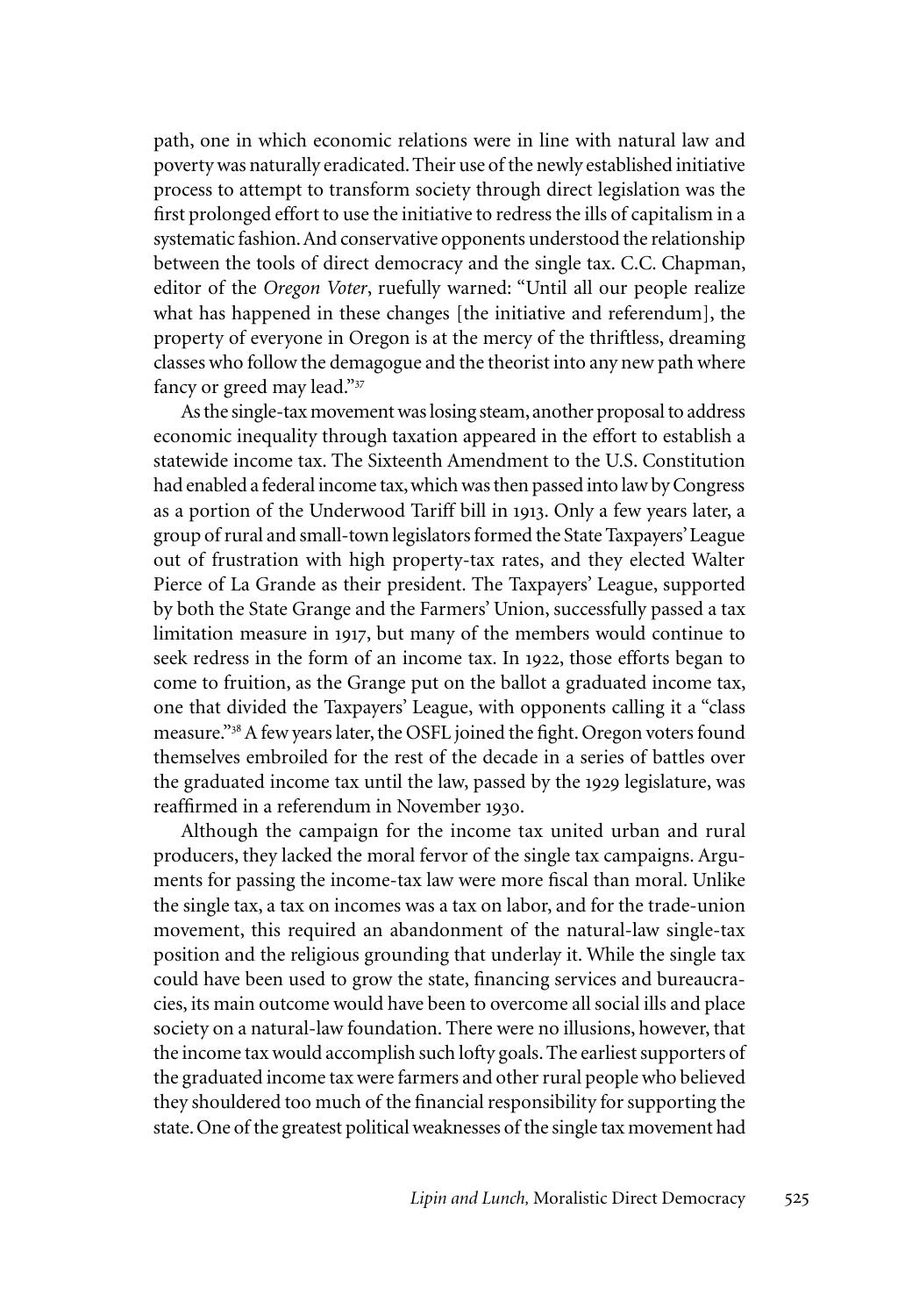path, one in which economic relations were in line with natural law and poverty was naturally eradicated. Their use of the newly established initiative process to attempt to transform society through direct legislation was the first prolonged effort to use the initiative to redress the ills of capitalism in a systematic fashion. And conservative opponents understood the relationship between the tools of direct democracy and the single tax. C.C. Chapman, editor of the *Oregon Voter*, ruefully warned: "Until all our people realize what has happened in these changes [the initiative and referendum], the property of everyone in Oregon is at the mercy of the thriftless, dreaming classes who follow the demagogue and the theorist into any new path where fancy or greed may lead."[37]

As the single-tax movement was losing steam, another proposal to address economic inequality through taxation appeared in the effort to establish a statewide income tax. The Sixteenth Amendment to the U.S. Constitution had enabled a federal income tax, which was then passed into law by Congress as a portion of the Underwood Tariff bill in 1913. Only a few years later, a group of rural and small-town legislators formed the State Taxpayers' League out of frustration with high property-tax rates, and they elected Walter Pierce of La Grande as their president. The Taxpayers' League, supported by both the State Grange and the Farmers' Union, successfully passed a tax limitation measure in 1917, but many of the members would continue to seek redress in the form of an income tax. In 1922, those efforts began to come to fruition, as the Grange put on the ballot a graduated income tax, one that divided the Taxpayers' League, with opponents calling it a "class measure."[38] A few years later, the OSFL joined the fight. Oregon voters found themselves embroiled for the rest of the decade in a series of battles over the graduated income tax until the law, passed by the 1929 legislature, was reaffirmed in a referendum in November 1930.

Although the campaign for the income tax united urban and rural producers, they lacked the moral fervor of the single tax campaigns. Arguments for passing the income-tax law were more fiscal than moral. Unlike the single tax, a tax on incomes was a tax on labor, and for the trade-union movement, this required an abandonment of the natural-law single-tax position and the religious grounding that underlay it. While the single tax could have been used to grow the state, financing services and bureaucracies, its main outcome would have been to overcome all social ills and place society on a natural-law foundation. There were no illusions, however, that the income tax would accomplish such lofty goals. The earliest supporters of the graduated income tax were farmers and other rural people who believed they shouldered too much of the financial responsibility for supporting the state. One of the greatest political weaknesses of the single tax movement had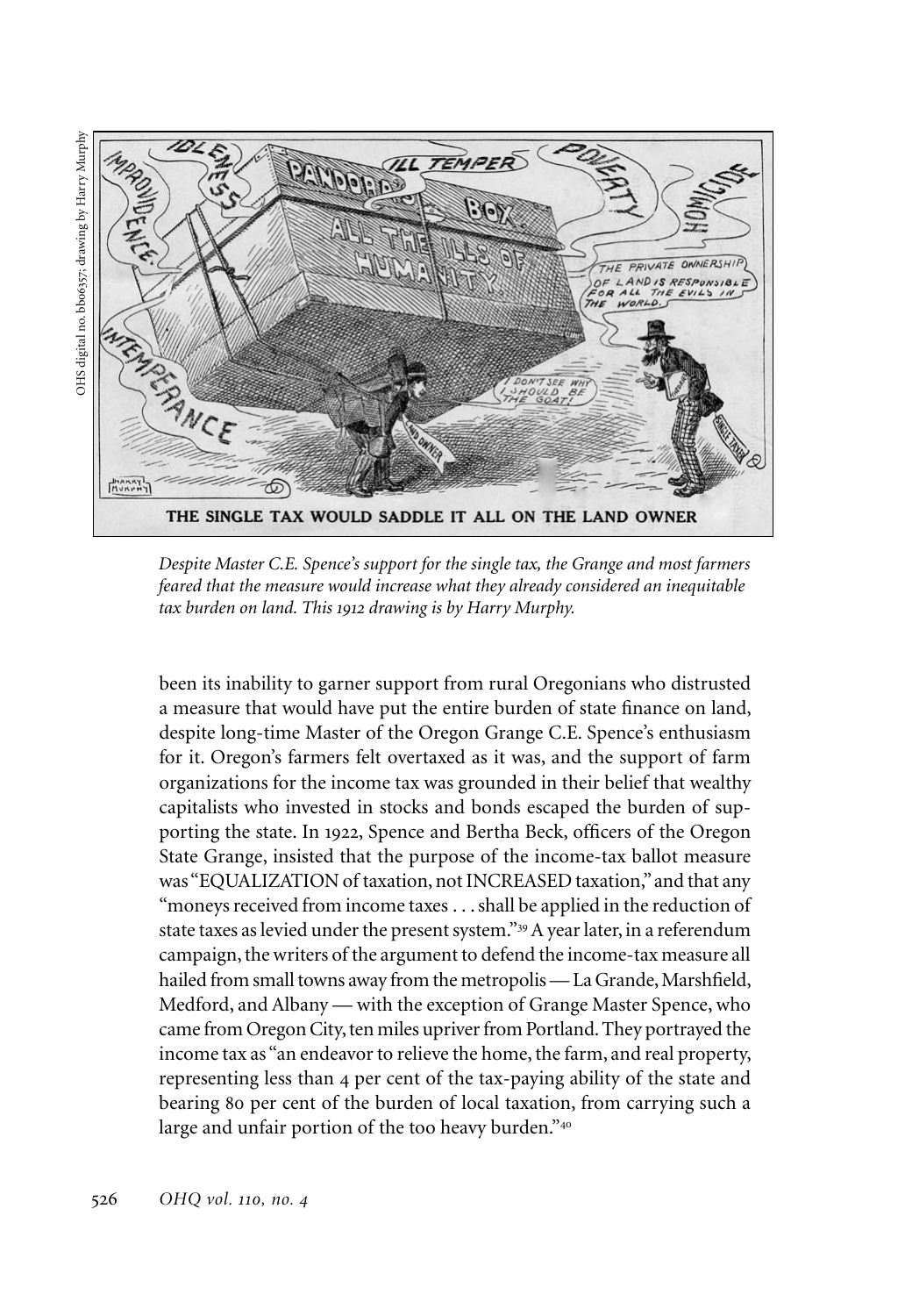*Despite Master C.E. Spence's support for the single tax, the Grange and most farmers feared that the measure would increase what they already considered an inequitable tax burden on land. This 1912 drawing is by Harry Murphy.*

been its inability to garner support from rural Oregonians who distrusted a measure that would have put the entire burden of state finance on land, despite long-time Master of the Oregon Grange C.E. Spence's enthusiasm for it. Oregon's farmers felt overtaxed as it was, and the support of farm organizations for the income tax was grounded in their belief that wealthy capitalists who invested in stocks and bonds escaped the burden of supporting the state. In 1922, Spence and Bertha Beck, officers of the Oregon State Grange, insisted that the purpose of the income-tax ballot measure was "EQUALIZATION of taxation, not INCREASED taxation," and that any "moneys received from income taxes . . . shall be applied in the reduction of state taxes as levied under the present system."[39] A year later, in a referendum campaign, the writers of the argument to defend the income-tax measure all hailed from small towns away from the metropolis — La Grande, Marshfield, Medford, and Albany — with the exception of Grange Master Spence, who came from Oregon City, ten miles upriver from Portland. They portrayed the income tax as "an endeavor to relieve the home, the farm, and real property, representing less than 4 per cent of the tax-paying ability of the state and bearing 80 per cent of the burden of local taxation, from carrying such a large and unfair portion of the too heavy burden."[40]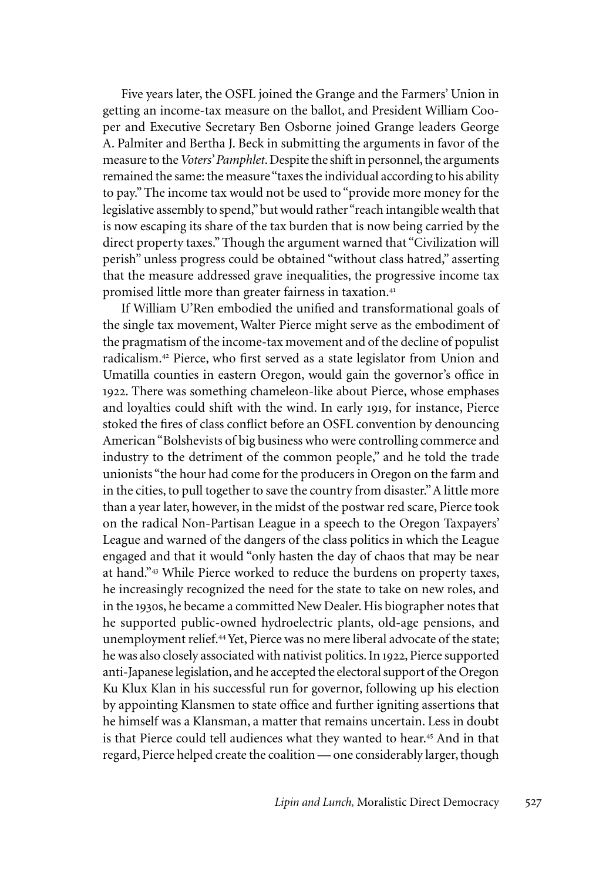Five years later, the OSFL joined the Grange and the Farmers' Union in getting an income-tax measure on the ballot, and President William Cooper and Executive Secretary Ben Osborne joined Grange leaders George A. Palmiter and Bertha J. Beck in submitting the arguments in favor of the measure to the *Voters' Pamphlet*. Despite the shift in personnel, the arguments remained the same: the measure "taxes the individual according to his ability to pay." The income tax would not be used to "provide more money for the legislative assembly to spend," but would rather "reach intangible wealth that is now escaping its share of the tax burden that is now being carried by the direct property taxes." Though the argument warned that "Civilization will perish" unless progress could be obtained "without class hatred," asserting that the measure addressed grave inequalities, the progressive income tax promised little more than greater fairness in taxation.[41]

If William U'Ren embodied the unified and transformational goals of the single tax movement, Walter Pierce might serve as the embodiment of the pragmatism of the income-tax movement and of the decline of populist radicalism.[42] Pierce, who first served as a state legislator from Union and Umatilla counties in eastern Oregon, would gain the governor's office in 1922. There was something chameleon-like about Pierce, whose emphases and loyalties could shift with the wind. In early 1919, for instance, Pierce stoked the fires of class conflict before an OSFL convention by denouncing American "Bolshevists of big business who were controlling commerce and industry to the detriment of the common people," and he told the trade unionists "the hour had come for the producers in Oregon on the farm and in the cities, to pull together to save the country from disaster." A little more than a year later, however, in the midst of the postwar red scare, Pierce took on the radical Non-Partisan League in a speech to the Oregon Taxpayers' League and warned of the dangers of the class politics in which the League engaged and that it would "only hasten the day of chaos that may be near at hand."[43] While Pierce worked to reduce the burdens on property taxes, he increasingly recognized the need for the state to take on new roles, and in the 1930s, he became a committed New Dealer. His biographer notes that he supported public-owned hydroelectric plants, old-age pensions, and unemployment relief.[44] Yet, Pierce was no mere liberal advocate of the state; he was also closely associated with nativist politics. In 1922, Pierce supported anti-Japanese legislation, and he accepted the electoral support of the Oregon Ku Klux Klan in his successful run for governor, following up his election by appointing Klansmen to state office and further igniting assertions that he himself was a Klansman, a matter that remains uncertain. Less in doubt is that Pierce could tell audiences what they wanted to hear.[45] And in that regard, Pierce helped create the coalition — one considerably larger, though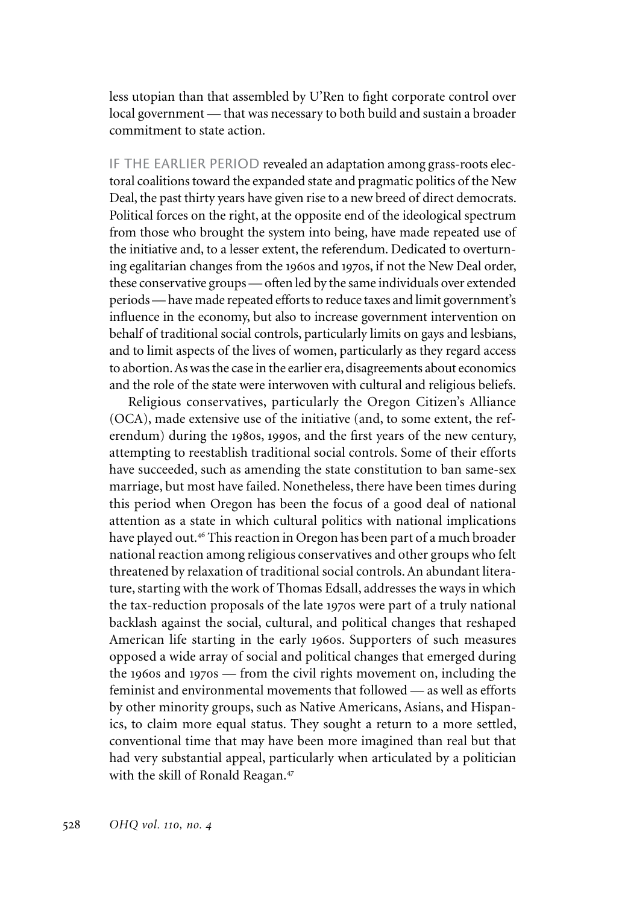less utopian than that assembled by U'Ren to fight corporate control over local government — that was necessary to both build and sustain a broader commitment to state action.

IF THE EARLIER PERIOD revealed an adaptation among grass-roots electoral coalitions toward the expanded state and pragmatic politics of the New Deal, the past thirty years have given rise to a new breed of direct democrats. Political forces on the right, at the opposite end of the ideological spectrum from those who brought the system into being, have made repeated use of the initiative and, to a lesser extent, the referendum. Dedicated to overturning egalitarian changes from the 1960s and 1970s, if not the New Deal order, these conservative groups — often led by the same individuals over extended periods — have made repeated efforts to reduce taxes and limit government's influence in the economy, but also to increase government intervention on behalf of traditional social controls, particularly limits on gays and lesbians, and to limit aspects of the lives of women, particularly as they regard access to abortion. As was the case in the earlier era, disagreements about economics and the role of the state were interwoven with cultural and religious beliefs.

Religious conservatives, particularly the Oregon Citizen's Alliance (OCA), made extensive use of the initiative (and, to some extent, the referendum) during the 1980s, 1990s, and the first years of the new century, attempting to reestablish traditional social controls. Some of their efforts have succeeded, such as amending the state constitution to ban same-sex marriage, but most have failed. Nonetheless, there have been times during this period when Oregon has been the focus of a good deal of national attention as a state in which cultural politics with national implications have played out.[46] This reaction in Oregon has been part of a much broader national reaction among religious conservatives and other groups who felt threatened by relaxation of traditional social controls. An abundant literature, starting with the work of Thomas Edsall, addresses the ways in which the tax-reduction proposals of the late 1970s were part of a truly national backlash against the social, cultural, and political changes that reshaped American life starting in the early 1960s. Supporters of such measures opposed a wide array of social and political changes that emerged during the 1960s and 1970s — from the civil rights movement on, including the feminist and environmental movements that followed — as well as efforts by other minority groups, such as Native Americans, Asians, and Hispanics, to claim more equal status. They sought a return to a more settled, conventional time that may have been more imagined than real but that had very substantial appeal, particularly when articulated by a politician with the skill of Ronald Reagan.[47]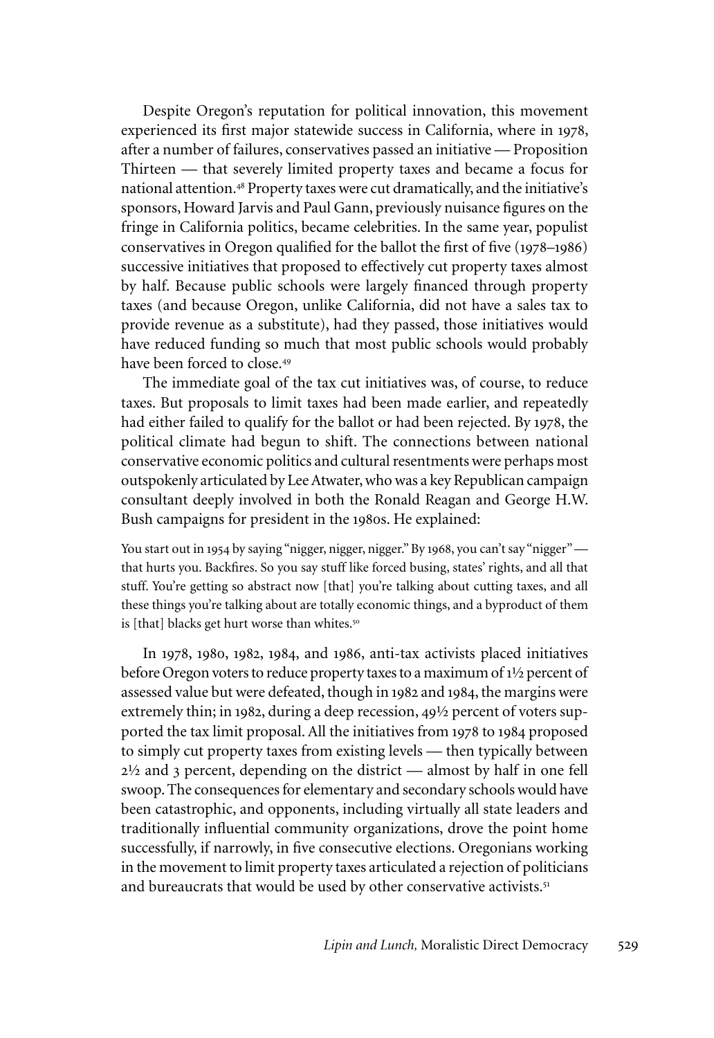Despite Oregon's reputation for political innovation, this movement experienced its first major statewide success in California, where in 1978, after a number of failures, conservatives passed an initiative — Proposition Thirteen — that severely limited property taxes and became a focus for national attention.[48] Property taxes were cut dramatically, and the initiative's sponsors, Howard Jarvis and Paul Gann, previously nuisance figures on the fringe in California politics, became celebrities. In the same year, populist conservatives in Oregon qualified for the ballot the first of five (1978–1986) successive initiatives that proposed to effectively cut property taxes almost by half. Because public schools were largely financed through property taxes (and because Oregon, unlike California, did not have a sales tax to provide revenue as a substitute), had they passed, those initiatives would have reduced funding so much that most public schools would probably have been forced to close.[49]

The immediate goal of the tax cut initiatives was, of course, to reduce taxes. But proposals to limit taxes had been made earlier, and repeatedly had either failed to qualify for the ballot or had been rejected. By 1978, the political climate had begun to shift. The connections between national conservative economic politics and cultural resentments were perhaps most outspokenly articulated by Lee Atwater, who was a key Republican campaign consultant deeply involved in both the Ronald Reagan and George H.W. Bush campaigns for president in the 1980s. He explained:

> You start out in 1954 by saying "nigger, nigger, nigger." By 1968, you can't say "nigger" — that hurts you. Backfires. So you say stuff like forced busing, states' rights, and all that stuff. You're getting so abstract now [that] you're talking about cutting taxes, and all these things you're talking about are totally economic things, and a byproduct of them is [that] blacks get hurt worse than whites.[50]

In 1978, 1980, 1982, 1984, and 1986, anti-tax activists placed initiatives before Oregon voters to reduce property taxes to a maximum of 1½ percent of assessed value but were defeated, though in 1982 and 1984, the margins were extremely thin; in 1982, during a deep recession, 49½ percent of voters supported the tax limit proposal. All the initiatives from 1978 to 1984 proposed to simply cut property taxes from existing levels — then typically between 2½ and 3 percent, depending on the district — almost by half in one fell swoop. The consequences for elementary and secondary schools would have been catastrophic, and opponents, including virtually all state leaders and traditionally influential community organizations, drove the point home successfully, if narrowly, in five consecutive elections. Oregonians working in the movement to limit property taxes articulated a rejection of politicians and bureaucrats that would be used by other conservative activists.[51]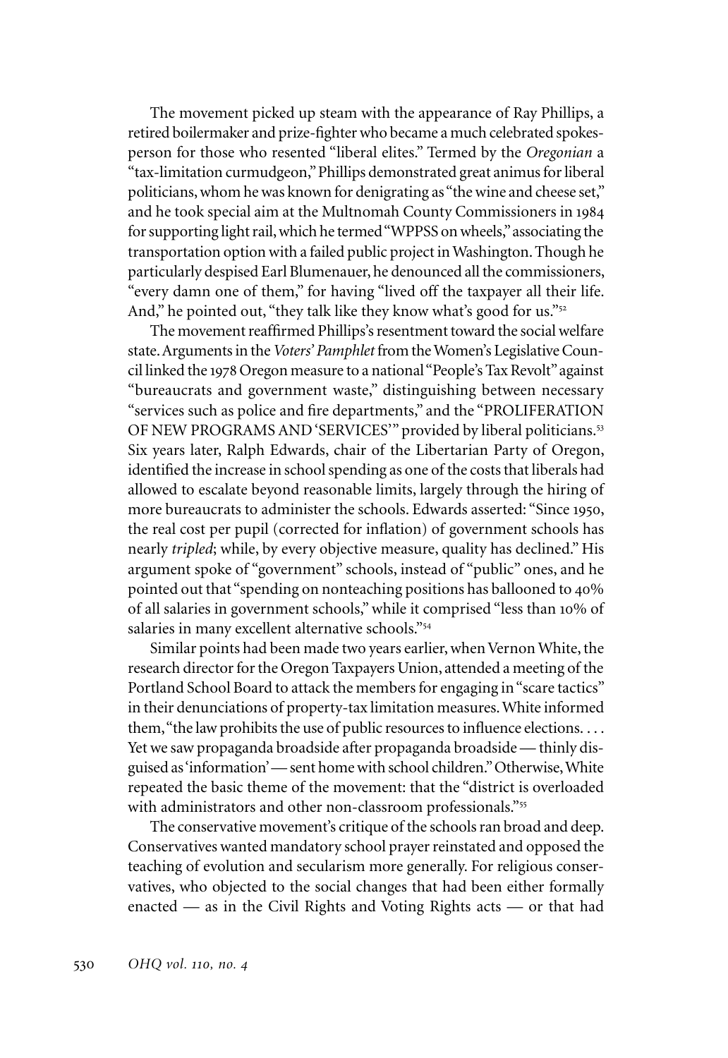The movement picked up steam with the appearance of Ray Phillips, a retired boilermaker and prize-fighter who became a much celebrated spokesperson for those who resented "liberal elites." Termed by the *Oregonian* a "tax-limitation curmudgeon," Phillips demonstrated great animus for liberal politicians, whom he was known for denigrating as "the wine and cheese set," and he took special aim at the Multnomah County Commissioners in 1984 for supporting light rail, which he termed "WPPSS on wheels," associating the transportation option with a failed public project in Washington. Though he particularly despised Earl Blumenauer, he denounced all the commissioners, "every damn one of them," for having "lived off the taxpayer all their life. And," he pointed out, "they talk like they know what's good for us."[52]

The movement reaffirmed Phillips's resentment toward the social welfare state. Arguments in the *Voters' Pamphlet* from the Women's Legislative Council linked the 1978 Oregon measure to a national "People's Tax Revolt" against "bureaucrats and government waste," distinguishing between necessary "services such as police and fire departments," and the "PROLIFERATION OF NEW PROGRAMS AND 'SERVICES'" provided by liberal politicians.[53] Six years later, Ralph Edwards, chair of the Libertarian Party of Oregon, identified the increase in school spending as one of the costs that liberals had allowed to escalate beyond reasonable limits, largely through the hiring of more bureaucrats to administer the schools. Edwards asserted: "Since 1950, the real cost per pupil (corrected for inflation) of government schools has nearly *tripled*; while, by every objective measure, quality has declined." His argument spoke of "government" schools, instead of "public" ones, and he pointed out that "spending on nonteaching positions has ballooned to 40% of all salaries in government schools," while it comprised "less than 10% of salaries in many excellent alternative schools."[54]

Similar points had been made two years earlier, when Vernon White, the research director for the Oregon Taxpayers Union, attended a meeting of the Portland School Board to attack the members for engaging in "scare tactics" in their denunciations of property-tax limitation measures. White informed them, "the law prohibits the use of public resources to influence elections. . . . Yet we saw propaganda broadside after propaganda broadside — thinly disguised as 'information' — sent home with school children." Otherwise, White repeated the basic theme of the movement: that the "district is overloaded with administrators and other non-classroom professionals."[55]

The conservative movement's critique of the schools ran broad and deep. Conservatives wanted mandatory school prayer reinstated and opposed the teaching of evolution and secularism more generally. For religious conservatives, who objected to the social changes that had been either formally enacted — as in the Civil Rights and Voting Rights acts — or that had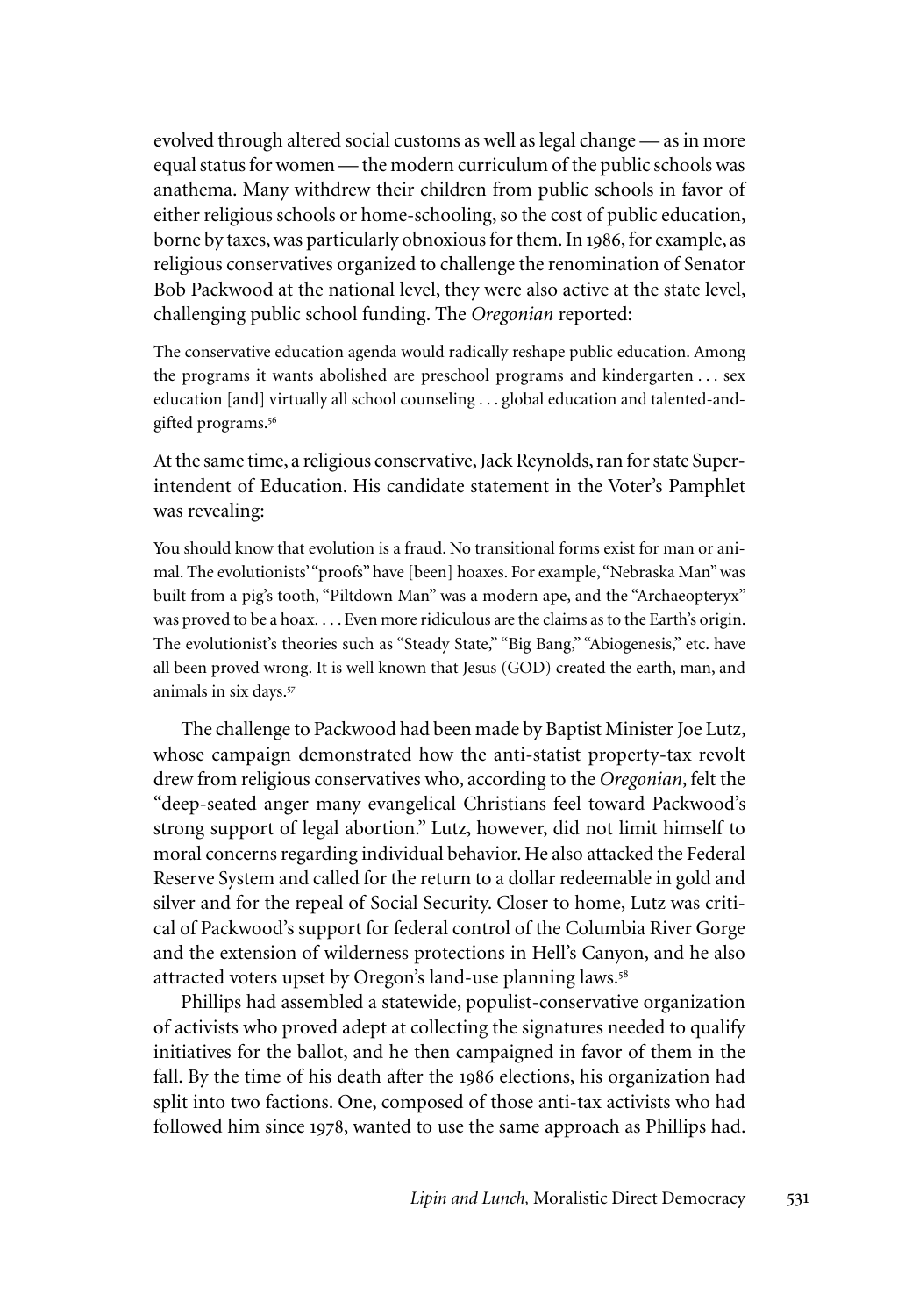evolved through altered social customs as well as legal change — as in more equal status for women — the modern curriculum of the public schools was anathema. Many withdrew their children from public schools in favor of either religious schools or home-schooling, so the cost of public education, borne by taxes, was particularly obnoxious for them. In 1986, for example, as religious conservatives organized to challenge the renomination of Senator Bob Packwood at the national level, they were also active at the state level, challenging public school funding. The *Oregonian* reported:

> The conservative education agenda would radically reshape public education. Among the programs it wants abolished are preschool programs and kindergarten . . . sex education [and] virtually all school counseling . . . global education and talented-and-gifted programs.[56]

At the same time, a religious conservative, Jack Reynolds, ran for state Superintendent of Education. His candidate statement in the Voter's Pamphlet was revealing:

> You should know that evolution is a fraud. No transitional forms exist for man or animal. The evolutionists' "proofs" have [been] hoaxes. For example, "Nebraska Man" was built from a pig's tooth, "Piltdown Man" was a modern ape, and the "Archaeopteryx" was proved to be a hoax. . . . Even more ridiculous are the claims as to the Earth's origin. The evolutionist's theories such as "Steady State," "Big Bang," "Abiogenesis," etc. have all been proved wrong. It is well known that Jesus (GOD) created the earth, man, and animals in six days.[57]

The challenge to Packwood had been made by Baptist Minister Joe Lutz, whose campaign demonstrated how the anti-statist property-tax revolt drew from religious conservatives who, according to the *Oregonian*, felt the "deep-seated anger many evangelical Christians feel toward Packwood's strong support of legal abortion." Lutz, however, did not limit himself to moral concerns regarding individual behavior. He also attacked the Federal Reserve System and called for the return to a dollar redeemable in gold and silver and for the repeal of Social Security. Closer to home, Lutz was critical of Packwood's support for federal control of the Columbia River Gorge and the extension of wilderness protections in Hell's Canyon, and he also attracted voters upset by Oregon's land-use planning laws.[58]

Phillips had assembled a statewide, populist-conservative organization of activists who proved adept at collecting the signatures needed to qualify initiatives for the ballot, and he then campaigned in favor of them in the fall. By the time of his death after the 1986 elections, his organization had split into two factions. One, composed of those anti-tax activists who had followed him since 1978, wanted to use the same approach as Phillips had.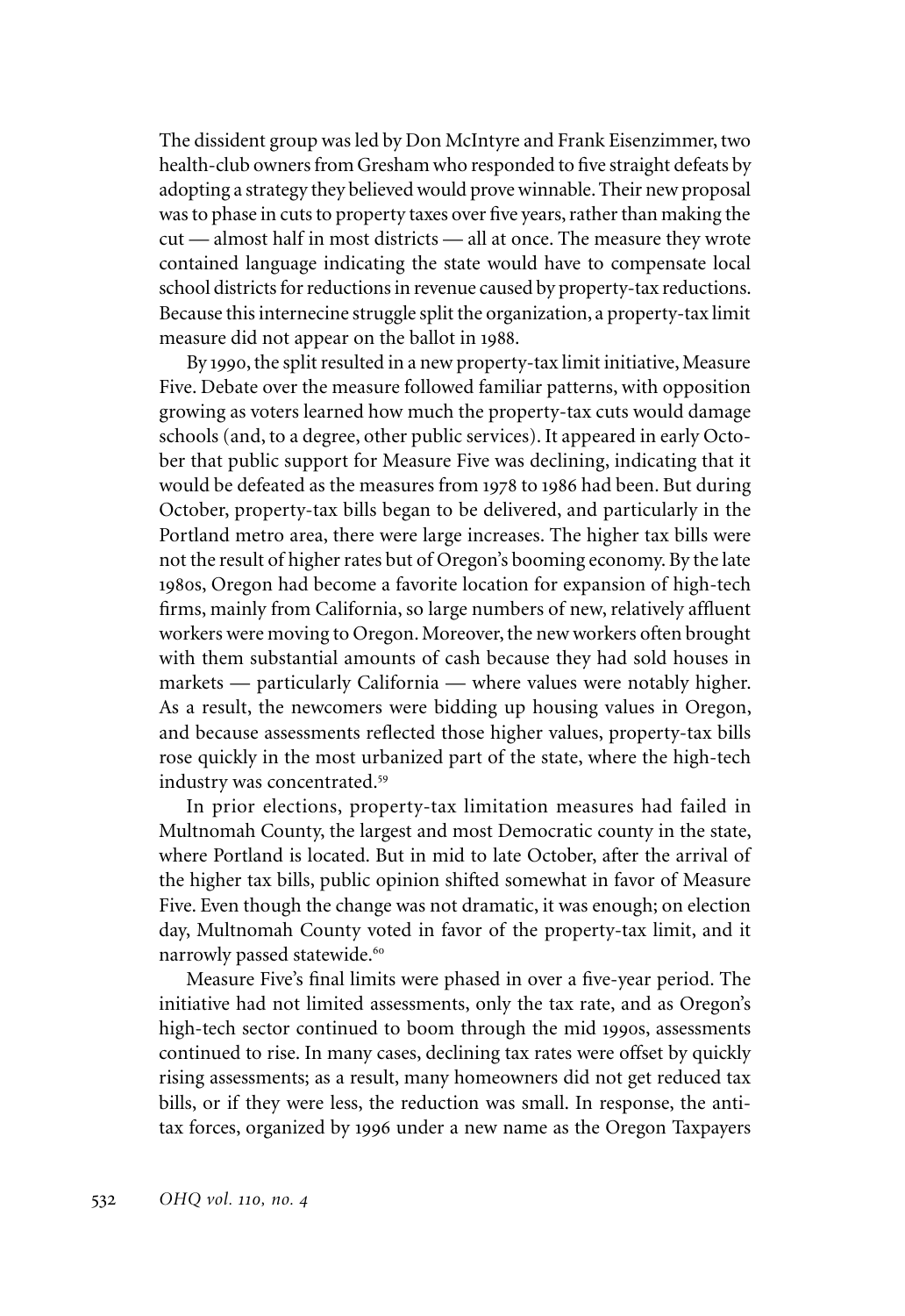The dissident group was led by Don McIntyre and Frank Eisenzimmer, two health-club owners from Gresham who responded to five straight defeats by adopting a strategy they believed would prove winnable. Their new proposal was to phase in cuts to property taxes over five years, rather than making the cut — almost half in most districts — all at once. The measure they wrote contained language indicating the state would have to compensate local school districts for reductions in revenue caused by property-tax reductions. Because this internecine struggle split the organization, a property-tax limit measure did not appear on the ballot in 1988.

By 1990, the split resulted in a new property-tax limit initiative, Measure Five. Debate over the measure followed familiar patterns, with opposition growing as voters learned how much the property-tax cuts would damage schools (and, to a degree, other public services). It appeared in early October that public support for Measure Five was declining, indicating that it would be defeated as the measures from 1978 to 1986 had been. But during October, property-tax bills began to be delivered, and particularly in the Portland metro area, there were large increases. The higher tax bills were not the result of higher rates but of Oregon's booming economy. By the late 1980s, Oregon had become a favorite location for expansion of high-tech firms, mainly from California, so large numbers of new, relatively affluent workers were moving to Oregon. Moreover, the new workers often brought with them substantial amounts of cash because they had sold houses in markets — particularly California — where values were notably higher. As a result, the newcomers were bidding up housing values in Oregon, and because assessments reflected those higher values, property-tax bills rose quickly in the most urbanized part of the state, where the high-tech industry was concentrated.[59]

In prior elections, property-tax limitation measures had failed in Multnomah County, the largest and most Democratic county in the state, where Portland is located. But in mid to late October, after the arrival of the higher tax bills, public opinion shifted somewhat in favor of Measure Five. Even though the change was not dramatic, it was enough; on election day, Multnomah County voted in favor of the property-tax limit, and it narrowly passed statewide.[60]

Measure Five's final limits were phased in over a five-year period. The initiative had not limited assessments, only the tax rate, and as Oregon's high-tech sector continued to boom through the mid 1990s, assessments continued to rise. In many cases, declining tax rates were offset by quickly rising assessments; as a result, many homeowners did not get reduced tax bills, or if they were less, the reduction was small. In response, the anti-tax forces, organized by 1996 under a new name as the Oregon Taxpayers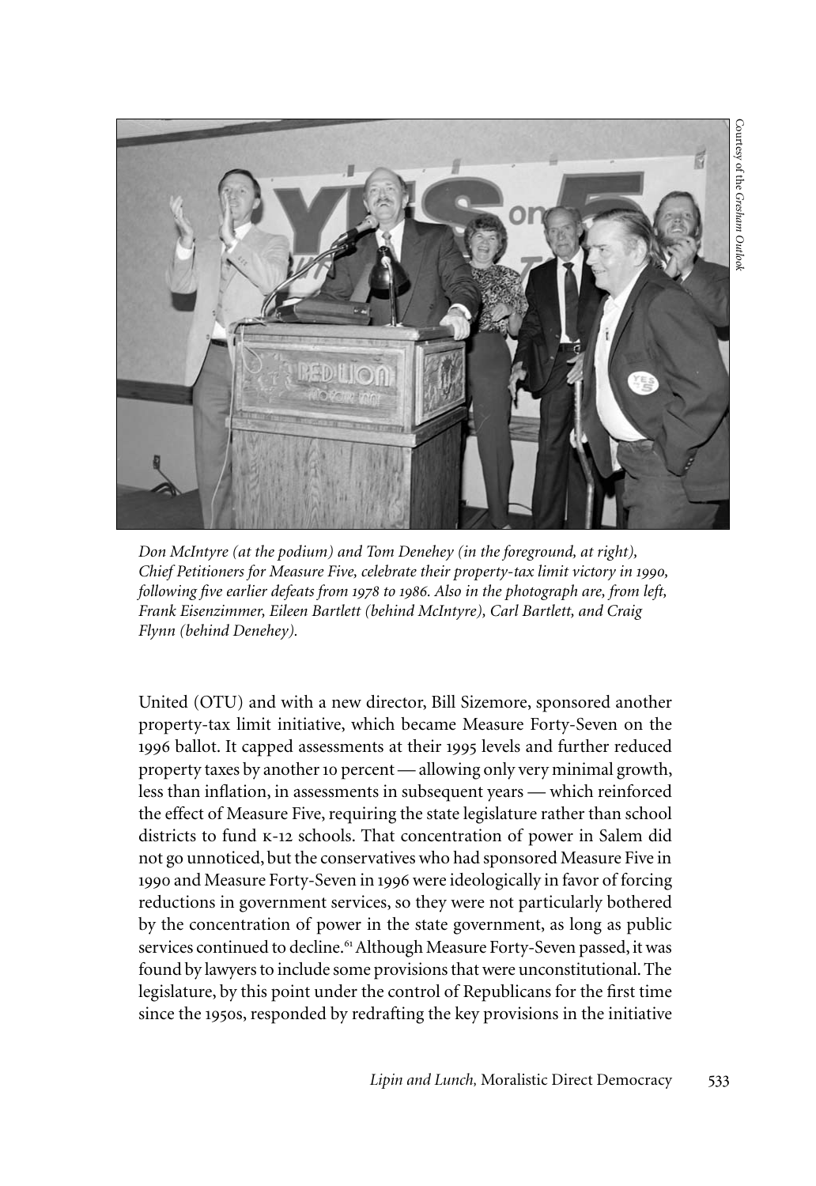Courtesy of the *Gresham Outlook*

*Don McIntyre (at the podium) and Tom Denehey (in the foreground, at right), Chief Petitioners for Measure Five, celebrate their property-tax limit victory in 1990, following five earlier defeats from 1978 to 1986. Also in the photograph are, from left, Frank Eisenzimmer, Eileen Bartlett (behind McIntyre), Carl Bartlett, and Craig Flynn (behind Denehey).*

United (OTU) and with a new director, Bill Sizemore, sponsored another property-tax limit initiative, which became Measure Forty-Seven on the 1996 ballot. It capped assessments at their 1995 levels and further reduced property taxes by another 10 percent — allowing only very minimal growth, less than inflation, in assessments in subsequent years — which reinforced the effect of Measure Five, requiring the state legislature rather than school districts to fund K-12 schools. That concentration of power in Salem did not go unnoticed, but the conservatives who had sponsored Measure Five in 1990 and Measure Forty-Seven in 1996 were ideologically in favor of forcing reductions in government services, so they were not particularly bothered by the concentration of power in the state government, as long as public services continued to decline.[61] Although Measure Forty-Seven passed, it was found by lawyers to include some provisions that were unconstitutional. The legislature, by this point under the control of Republicans for the first time since the 1950s, responded by redrafting the key provisions in the initiative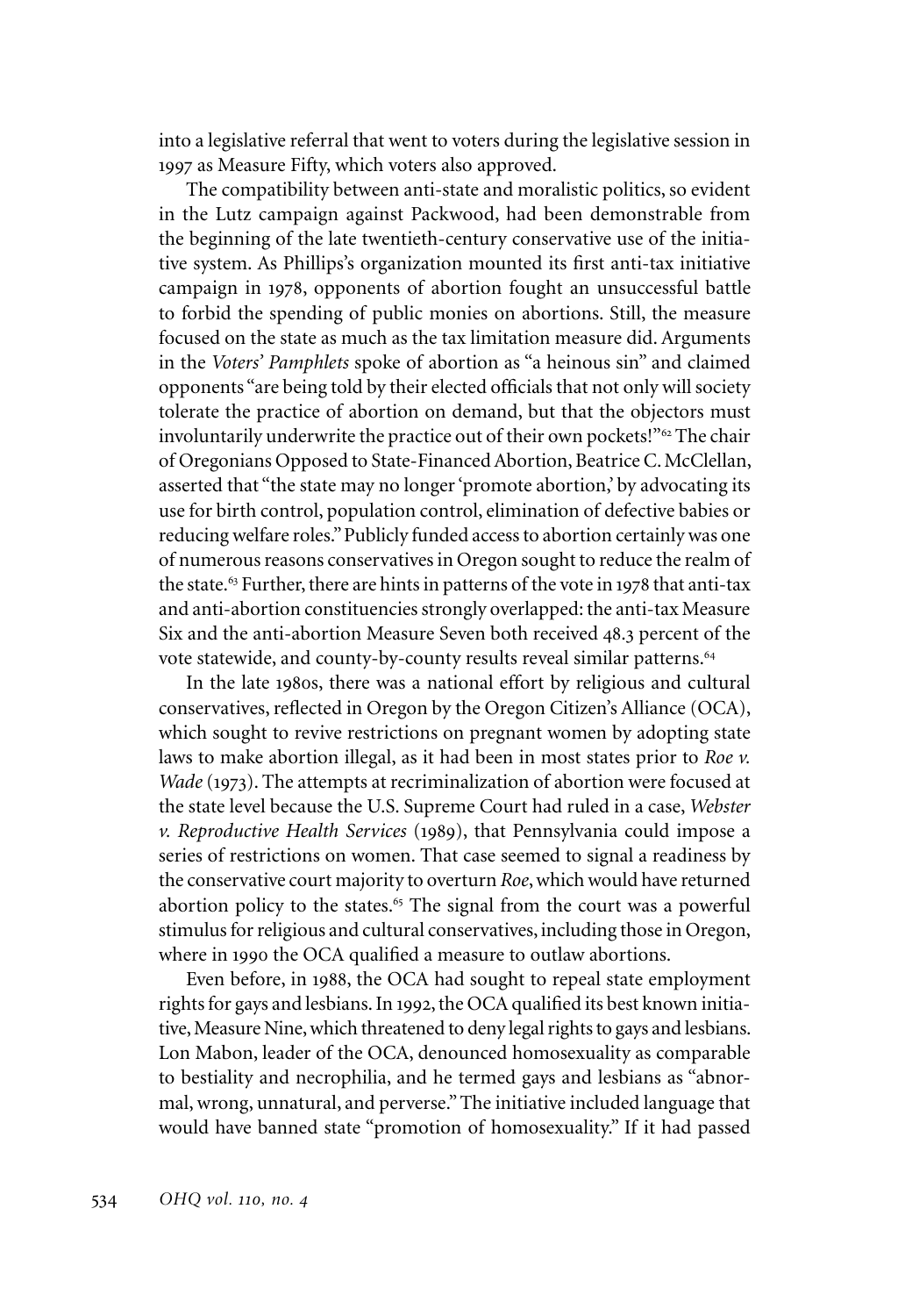into a legislative referral that went to voters during the legislative session in 1997 as Measure Fifty, which voters also approved.

The compatibility between anti-state and moralistic politics, so evident in the Lutz campaign against Packwood, had been demonstrable from the beginning of the late twentieth-century conservative use of the initiative system. As Phillips's organization mounted its first anti-tax initiative campaign in 1978, opponents of abortion fought an unsuccessful battle to forbid the spending of public monies on abortions. Still, the measure focused on the state as much as the tax limitation measure did. Arguments in the *Voters' Pamphlets* spoke of abortion as "a heinous sin" and claimed opponents "are being told by their elected officials that not only will society tolerate the practice of abortion on demand, but that the objectors must involuntarily underwrite the practice out of their own pockets!"[62] The chair of Oregonians Opposed to State-Financed Abortion, Beatrice C. McClellan, asserted that "the state may no longer 'promote abortion,' by advocating its use for birth control, population control, elimination of defective babies or reducing welfare roles." Publicly funded access to abortion certainly was one of numerous reasons conservatives in Oregon sought to reduce the realm of the state.[63] Further, there are hints in patterns of the vote in 1978 that anti-tax and anti-abortion constituencies strongly overlapped: the anti-tax Measure Six and the anti-abortion Measure Seven both received 48.3 percent of the vote statewide, and county-by-county results reveal similar patterns.[64]

In the late 1980s, there was a national effort by religious and cultural conservatives, reflected in Oregon by the Oregon Citizen's Alliance (OCA), which sought to revive restrictions on pregnant women by adopting state laws to make abortion illegal, as it had been in most states prior to *Roe v. Wade* (1973). The attempts at recriminalization of abortion were focused at the state level because the U.S. Supreme Court had ruled in a case, *Webster v. Reproductive Health Services* (1989), that Pennsylvania could impose a series of restrictions on women. That case seemed to signal a readiness by the conservative court majority to overturn *Roe*, which would have returned abortion policy to the states.[65] The signal from the court was a powerful stimulus for religious and cultural conservatives, including those in Oregon, where in 1990 the OCA qualified a measure to outlaw abortions.

Even before, in 1988, the OCA had sought to repeal state employment rights for gays and lesbians. In 1992, the OCA qualified its best known initiative, Measure Nine, which threatened to deny legal rights to gays and lesbians. Lon Mabon, leader of the OCA, denounced homosexuality as comparable to bestiality and necrophilia, and he termed gays and lesbians as "abnormal, wrong, unnatural, and perverse." The initiative included language that would have banned state "promotion of homosexuality." If it had passed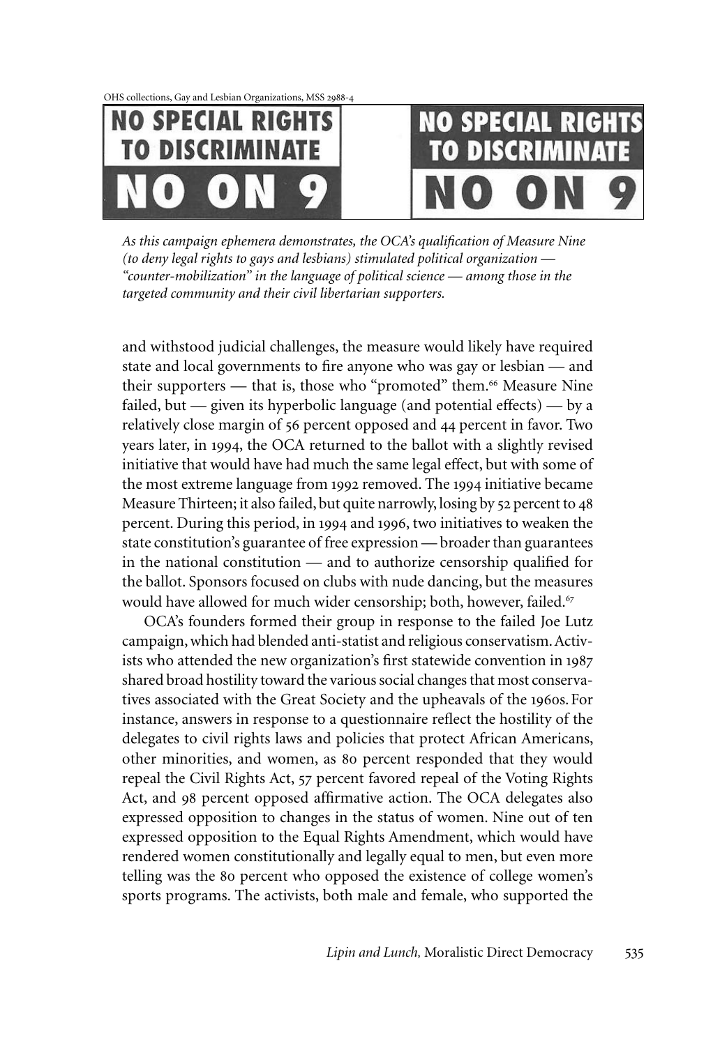OHS collections, Gay and Lesbian Organizations, MSS 2988-4

**NO SPECIAL RIGHTS TO DISCRIMINATE NO ON 9**

**NO SPECIAL RIGHTS TO DISCRIMINATE NO ON 9**

*As this campaign ephemera demonstrates, the OCA's qualification of Measure Nine (to deny legal rights to gays and lesbians) stimulated political organization — "counter-mobilization" in the language of political science — among those in the targeted community and their civil libertarian supporters.*

and withstood judicial challenges, the measure would likely have required state and local governments to fire anyone who was gay or lesbian — and their supporters — that is, those who "promoted" them.[66] Measure Nine failed, but — given its hyperbolic language (and potential effects) — by a relatively close margin of 56 percent opposed and 44 percent in favor. Two years later, in 1994, the OCA returned to the ballot with a slightly revised initiative that would have had much the same legal effect, but with some of the most extreme language from 1992 removed. The 1994 initiative became Measure Thirteen; it also failed, but quite narrowly, losing by 52 percent to 48 percent. During this period, in 1994 and 1996, two initiatives to weaken the state constitution's guarantee of free expression — broader than guarantees in the national constitution — and to authorize censorship qualified for the ballot. Sponsors focused on clubs with nude dancing, but the measures would have allowed for much wider censorship; both, however, failed.[67]

OCA's founders formed their group in response to the failed Joe Lutz campaign, which had blended anti-statist and religious conservatism. Activists who attended the new organization's first statewide convention in 1987 shared broad hostility toward the various social changes that most conservatives associated with the Great Society and the upheavals of the 1960s. For instance, answers in response to a questionnaire reflect the hostility of the delegates to civil rights laws and policies that protect African Americans, other minorities, and women, as 80 percent responded that they would repeal the Civil Rights Act, 57 percent favored repeal of the Voting Rights Act, and 98 percent opposed affirmative action. The OCA delegates also expressed opposition to changes in the status of women. Nine out of ten expressed opposition to the Equal Rights Amendment, which would have rendered women constitutionally and legally equal to men, but even more telling was the 80 percent who opposed the existence of college women's sports programs. The activists, both male and female, who supported the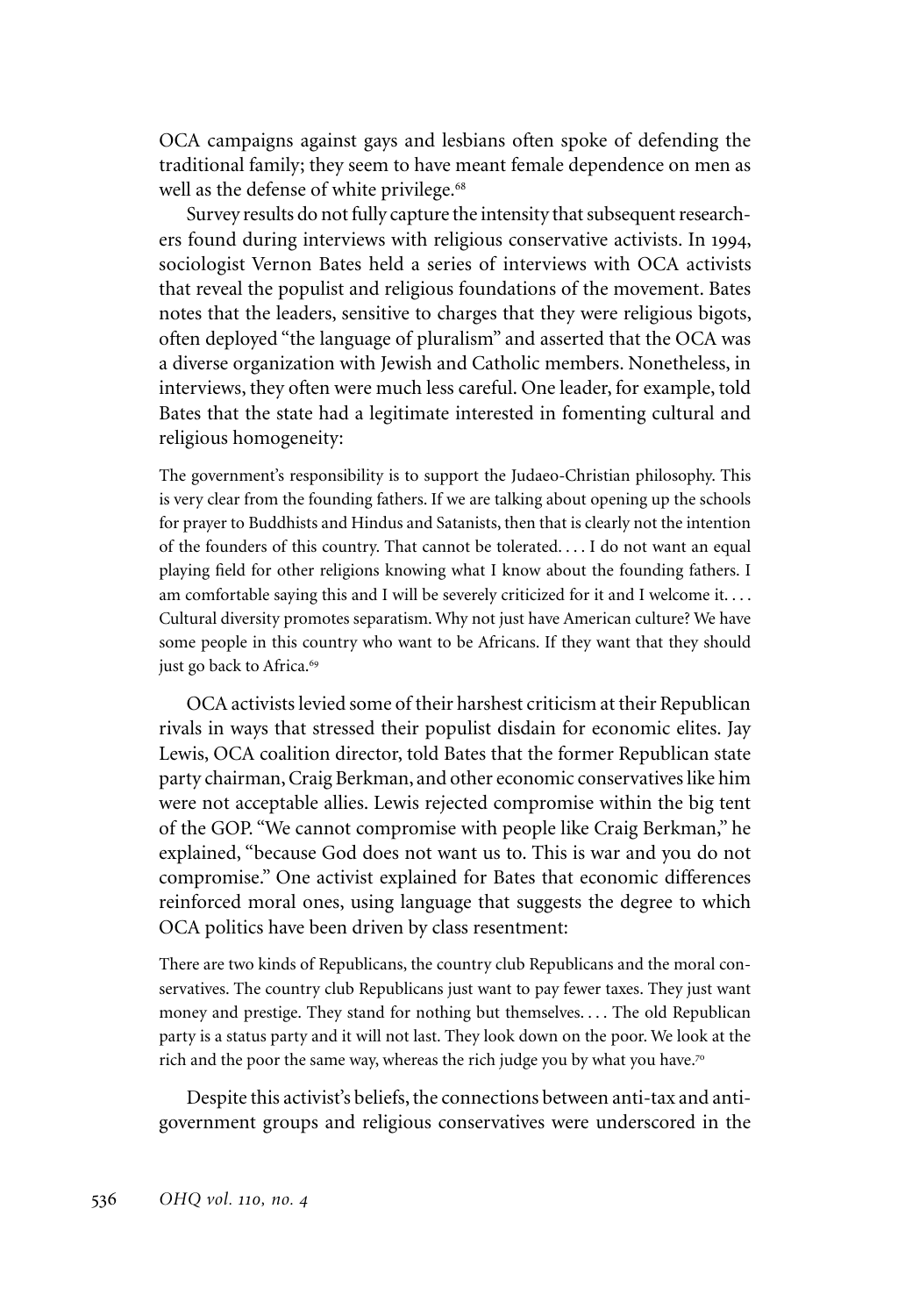OCA campaigns against gays and lesbians often spoke of defending the traditional family; they seem to have meant female dependence on men as well as the defense of white privilege.[68]

Survey results do not fully capture the intensity that subsequent researchers found during interviews with religious conservative activists. In 1994, sociologist Vernon Bates held a series of interviews with OCA activists that reveal the populist and religious foundations of the movement. Bates notes that the leaders, sensitive to charges that they were religious bigots, often deployed "the language of pluralism" and asserted that the OCA was a diverse organization with Jewish and Catholic members. Nonetheless, in interviews, they often were much less careful. One leader, for example, told Bates that the state had a legitimate interested in fomenting cultural and religious homogeneity:

> The government's responsibility is to support the Judaeo-Christian philosophy. This is very clear from the founding fathers. If we are talking about opening up the schools for prayer to Buddhists and Hindus and Satanists, then that is clearly not the intention of the founders of this country. That cannot be tolerated. . . . I do not want an equal playing field for other religions knowing what I know about the founding fathers. I am comfortable saying this and I will be severely criticized for it and I welcome it. . . . Cultural diversity promotes separatism. Why not just have American culture? We have some people in this country who want to be Africans. If they want that they should just go back to Africa.[69]

OCA activists levied some of their harshest criticism at their Republican rivals in ways that stressed their populist disdain for economic elites. Jay Lewis, OCA coalition director, told Bates that the former Republican state party chairman, Craig Berkman, and other economic conservatives like him were not acceptable allies. Lewis rejected compromise within the big tent of the GOP. "We cannot compromise with people like Craig Berkman," he explained, "because God does not want us to. This is war and you do not compromise." One activist explained for Bates that economic differences reinforced moral ones, using language that suggests the degree to which OCA politics have been driven by class resentment:

> There are two kinds of Republicans, the country club Republicans and the moral conservatives. The country club Republicans just want to pay fewer taxes. They just want money and prestige. They stand for nothing but themselves. . . . The old Republican party is a status party and it will not last. They look down on the poor. We look at the rich and the poor the same way, whereas the rich judge you by what you have.[70]

Despite this activist's beliefs, the connections between anti-tax and anti-government groups and religious conservatives were underscored in the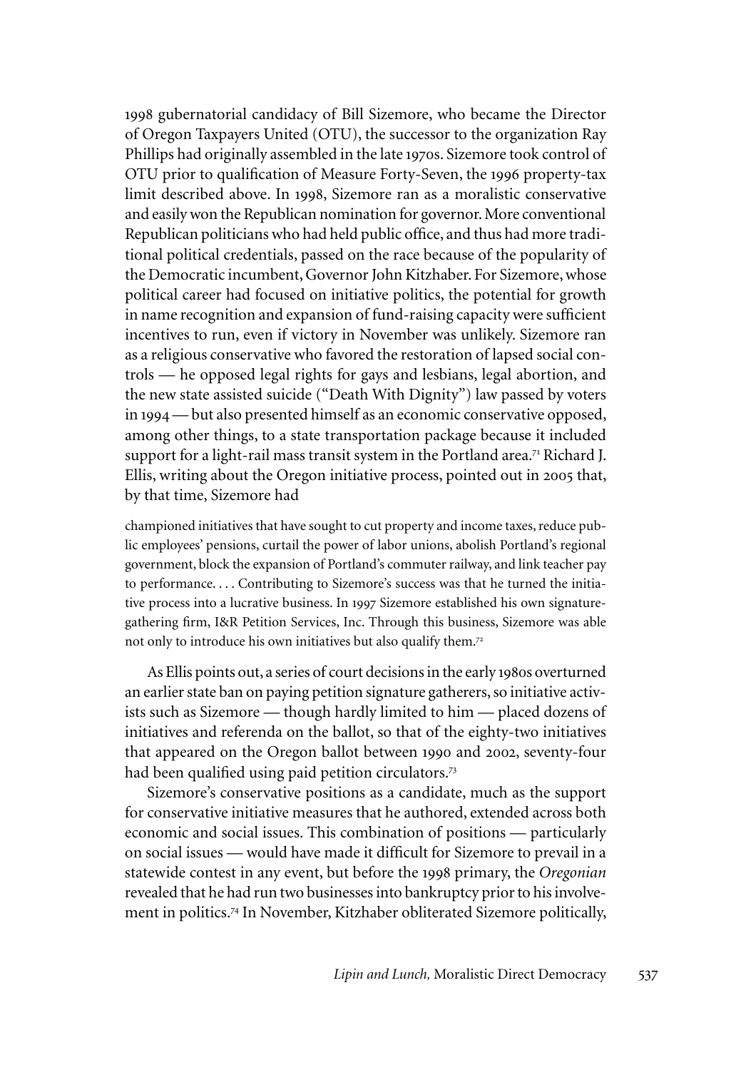1998 gubernatorial candidacy of Bill Sizemore, who became the Director of Oregon Taxpayers United (OTU), the successor to the organization Ray Phillips had originally assembled in the late 1970s. Sizemore took control of OTU prior to qualification of Measure Forty-Seven, the 1996 property-tax limit described above. In 1998, Sizemore ran as a moralistic conservative and easily won the Republican nomination for governor. More conventional Republican politicians who had held public office, and thus had more traditional political credentials, passed on the race because of the popularity of the Democratic incumbent, Governor John Kitzhaber. For Sizemore, whose political career had focused on initiative politics, the potential for growth in name recognition and expansion of fund-raising capacity were sufficient incentives to run, even if victory in November was unlikely. Sizemore ran as a religious conservative who favored the restoration of lapsed social controls — he opposed legal rights for gays and lesbians, legal abortion, and the new state assisted suicide ("Death With Dignity") law passed by voters in 1994 — but also presented himself as an economic conservative opposed, among other things, to a state transportation package because it included support for a light-rail mass transit system in the Portland area.[71] Richard J. Ellis, writing about the Oregon initiative process, pointed out in 2005 that, by that time, Sizemore had

> championed initiatives that have sought to cut property and income taxes, reduce public employees' pensions, curtail the power of labor unions, abolish Portland's regional government, block the expansion of Portland's commuter railway, and link teacher pay to performance. . . . Contributing to Sizemore's success was that he turned the initiative process into a lucrative business. In 1997 Sizemore established his own signature-gathering firm, I&R Petition Services, Inc. Through this business, Sizemore was able not only to introduce his own initiatives but also qualify them.[72]

As Ellis points out, a series of court decisions in the early 1980s overturned an earlier state ban on paying petition signature gatherers, so initiative activists such as Sizemore — though hardly limited to him — placed dozens of initiatives and referenda on the ballot, so that of the eighty-two initiatives that appeared on the Oregon ballot between 1990 and 2002, seventy-four had been qualified using paid petition circulators.[73]

Sizemore's conservative positions as a candidate, much as the support for conservative initiative measures that he authored, extended across both economic and social issues. This combination of positions — particularly on social issues — would have made it difficult for Sizemore to prevail in a statewide contest in any event, but before the 1998 primary, the *Oregonian* revealed that he had run two businesses into bankruptcy prior to his involvement in politics.[74] In November, Kitzhaber obliterated Sizemore politically,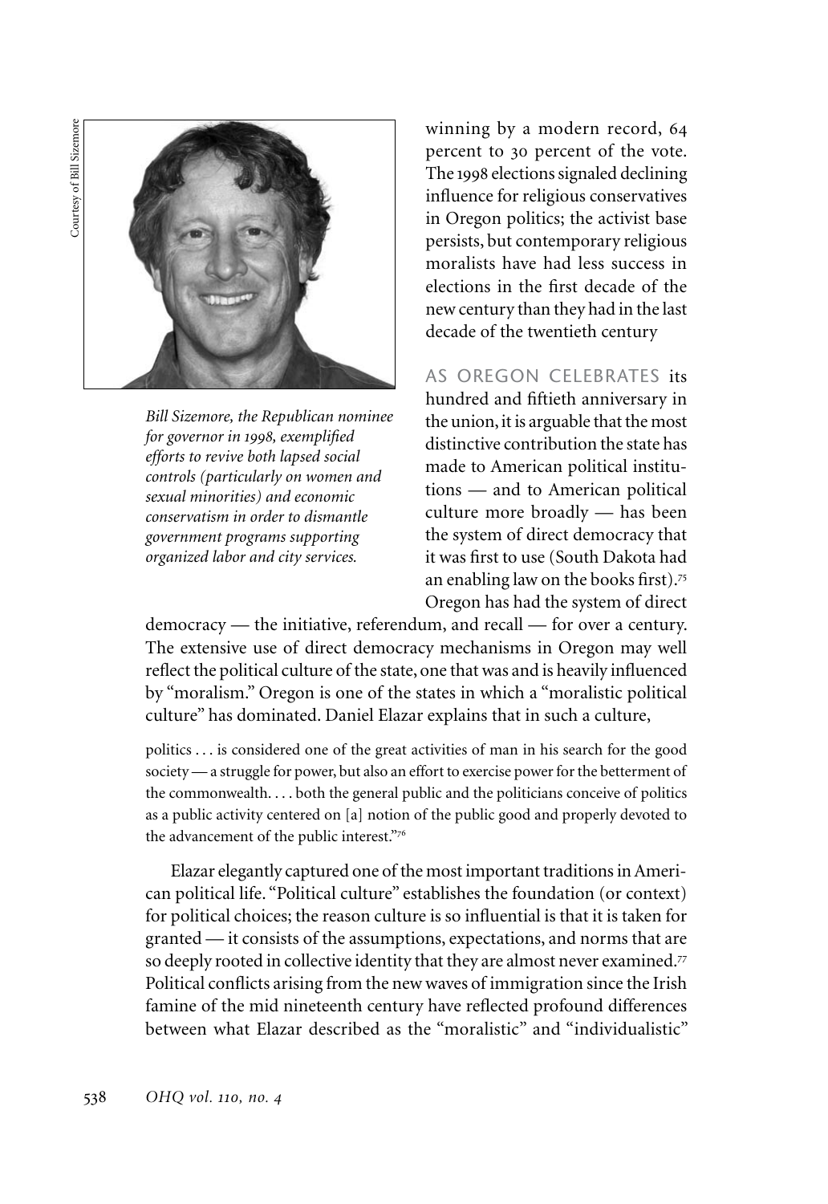Courtesy of Bill Sizemore

*Bill Sizemore, the Republican nominee for governor in 1998, exemplified efforts to revive both lapsed social controls (particularly on women and sexual minorities) and economic conservatism in order to dismantle government programs supporting organized labor and city services.*

winning by a modern record, 64 percent to 30 percent of the vote. The 1998 elections signaled declining influence for religious conservatives in Oregon politics; the activist base persists, but contemporary religious moralists have had less success in elections in the first decade of the new century than they had in the last decade of the twentieth century

AS OREGON CELEBRATES its hundred and fiftieth anniversary in the union, it is arguable that the most distinctive contribution the state has made to American political institutions — and to American political culture more broadly — has been the system of direct democracy that it was first to use (South Dakota had an enabling law on the books first).[75] Oregon has had the system of direct democracy — the initiative, referendum, and recall — for over a century. The extensive use of direct democracy mechanisms in Oregon may well reflect the political culture of the state, one that was and is heavily influenced by "moralism." Oregon is one of the states in which a "moralistic political culture" has dominated. Daniel Elazar explains that in such a culture,

> politics . . . is considered one of the great activities of man in his search for the good society — a struggle for power, but also an effort to exercise power for the betterment of the commonwealth. . . . both the general public and the politicians conceive of politics as a public activity centered on [a] notion of the public good and properly devoted to the advancement of the public interest."[76]

Elazar elegantly captured one of the most important traditions in American political life. "Political culture" establishes the foundation (or context) for political choices; the reason culture is so influential is that it is taken for granted — it consists of the assumptions, expectations, and norms that are so deeply rooted in collective identity that they are almost never examined.[77] Political conflicts arising from the new waves of immigration since the Irish famine of the mid nineteenth century have reflected profound differences between what Elazar described as the "moralistic" and "individualistic"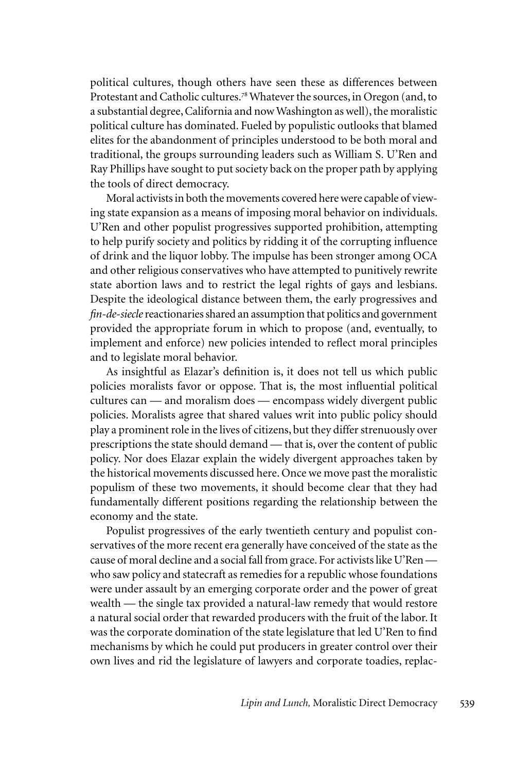political cultures, though others have seen these as differences between Protestant and Catholic cultures.[78] Whatever the sources, in Oregon (and, to a substantial degree, California and now Washington as well), the moralistic political culture has dominated. Fueled by populistic outlooks that blamed elites for the abandonment of principles understood to be both moral and traditional, the groups surrounding leaders such as William S. U'Ren and Ray Phillips have sought to put society back on the proper path by applying the tools of direct democracy.

Moral activists in both the movements covered here were capable of viewing state expansion as a means of imposing moral behavior on individuals. U'Ren and other populist progressives supported prohibition, attempting to help purify society and politics by ridding it of the corrupting influence of drink and the liquor lobby. The impulse has been stronger among OCA and other religious conservatives who have attempted to punitively rewrite state abortion laws and to restrict the legal rights of gays and lesbians. Despite the ideological distance between them, the early progressives and *fin-de-siecle* reactionaries shared an assumption that politics and government provided the appropriate forum in which to propose (and, eventually, to implement and enforce) new policies intended to reflect moral principles and to legislate moral behavior.

As insightful as Elazar's definition is, it does not tell us which public policies moralists favor or oppose. That is, the most influential political cultures can — and moralism does — encompass widely divergent public policies. Moralists agree that shared values writ into public policy should play a prominent role in the lives of citizens, but they differ strenuously over prescriptions the state should demand — that is, over the content of public policy. Nor does Elazar explain the widely divergent approaches taken by the historical movements discussed here. Once we move past the moralistic populism of these two movements, it should become clear that they had fundamentally different positions regarding the relationship between the economy and the state.

Populist progressives of the early twentieth century and populist conservatives of the more recent era generally have conceived of the state as the cause of moral decline and a social fall from grace. For activists like U'Ren — who saw policy and statecraft as remedies for a republic whose foundations were under assault by an emerging corporate order and the power of great wealth — the single tax provided a natural-law remedy that would restore a natural social order that rewarded producers with the fruit of the labor. It was the corporate domination of the state legislature that led U'Ren to find mechanisms by which he could put producers in greater control over their own lives and rid the legislature of lawyers and corporate toadies, replac-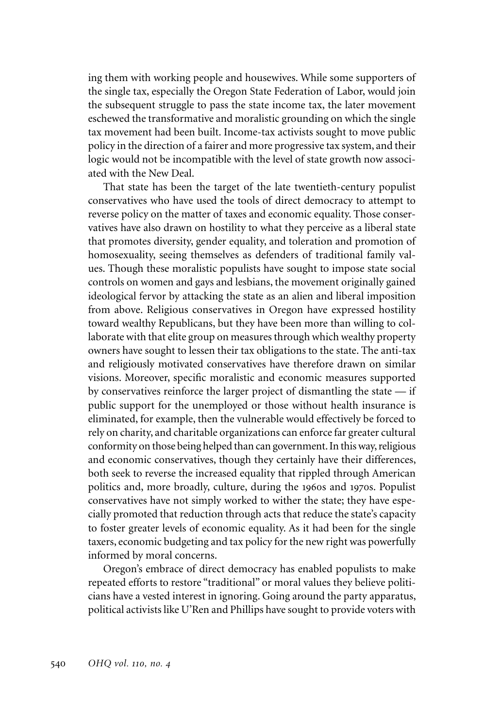ing them with working people and housewives. While some supporters of the single tax, especially the Oregon State Federation of Labor, would join the subsequent struggle to pass the state income tax, the later movement eschewed the transformative and moralistic grounding on which the single tax movement had been built. Income-tax activists sought to move public policy in the direction of a fairer and more progressive tax system, and their logic would not be incompatible with the level of state growth now associated with the New Deal.

That state has been the target of the late twentieth-century populist conservatives who have used the tools of direct democracy to attempt to reverse policy on the matter of taxes and economic equality. Those conservatives have also drawn on hostility to what they perceive as a liberal state that promotes diversity, gender equality, and toleration and promotion of homosexuality, seeing themselves as defenders of traditional family values. Though these moralistic populists have sought to impose state social controls on women and gays and lesbians, the movement originally gained ideological fervor by attacking the state as an alien and liberal imposition from above. Religious conservatives in Oregon have expressed hostility toward wealthy Republicans, but they have been more than willing to collaborate with that elite group on measures through which wealthy property owners have sought to lessen their tax obligations to the state. The anti-tax and religiously motivated conservatives have therefore drawn on similar visions. Moreover, specific moralistic and economic measures supported by conservatives reinforce the larger project of dismantling the state — if public support for the unemployed or those without health insurance is eliminated, for example, then the vulnerable would effectively be forced to rely on charity, and charitable organizations can enforce far greater cultural conformity on those being helped than can government. In this way, religious and economic conservatives, though they certainly have their differences, both seek to reverse the increased equality that rippled through American politics and, more broadly, culture, during the 1960s and 1970s. Populist conservatives have not simply worked to wither the state; they have especially promoted that reduction through acts that reduce the state's capacity to foster greater levels of economic equality. As it had been for the single taxers, economic budgeting and tax policy for the new right was powerfully informed by moral concerns.

Oregon's embrace of direct democracy has enabled populists to make repeated efforts to restore "traditional" or moral values they believe politicians have a vested interest in ignoring. Going around the party apparatus, political activists like U'Ren and Phillips have sought to provide voters with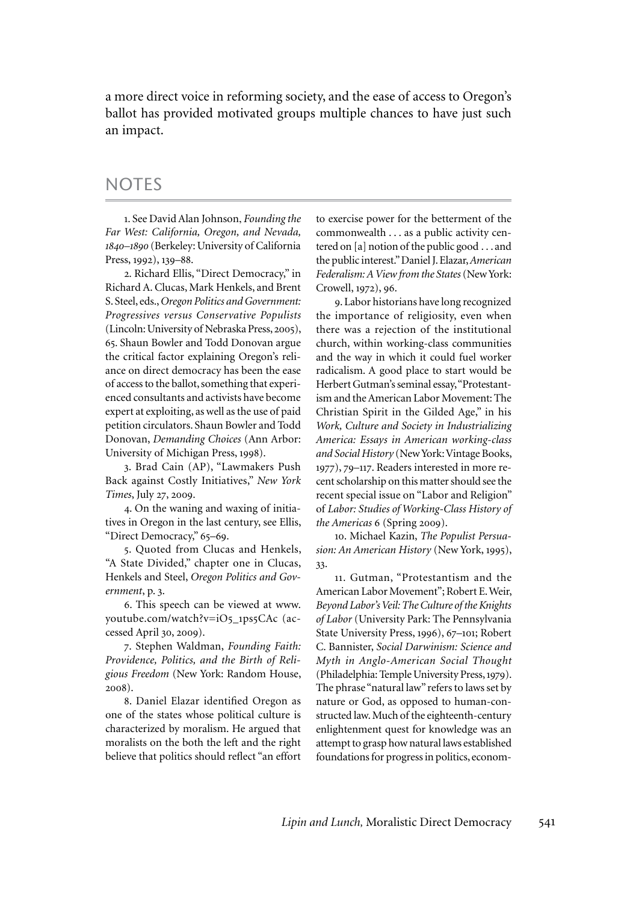a more direct voice in reforming society, and the ease of access to Oregon's ballot has provided motivated groups multiple chances to have just such an impact.

## NOTES

1. See David Alan Johnson, *Founding the Far West: California, Oregon, and Nevada, 1840–1890* (Berkeley: University of California Press, 1992), 139–88.

2. Richard Ellis, "Direct Democracy," in Richard A. Clucas, Mark Henkels, and Brent S. Steel, eds., *Oregon Politics and Government: Progressives versus Conservative Populists* (Lincoln: University of Nebraska Press, 2005), 65. Shaun Bowler and Todd Donovan argue the critical factor explaining Oregon's reliance on direct democracy has been the ease of access to the ballot, something that experienced consultants and activists have become expert at exploiting, as well as the use of paid petition circulators. Shaun Bowler and Todd Donovan, *Demanding Choices* (Ann Arbor: University of Michigan Press, 1998).

3. Brad Cain (AP), "Lawmakers Push Back against Costly Initiatives," *New York Times*, July 27, 2009.

4. On the waning and waxing of initiatives in Oregon in the last century, see Ellis, "Direct Democracy," 65–69.

5. Quoted from Clucas and Henkels, "A State Divided," chapter one in Clucas, Henkels and Steel, *Oregon Politics and Government*, p. 3.

6. This speech can be viewed at www.youtube.com/watch?v=iO5_1ps5CAc (accessed April 30, 2009).

7. Stephen Waldman, *Founding Faith: Providence, Politics, and the Birth of Religious Freedom* (New York: Random House, 2008).

8. Daniel Elazar identified Oregon as one of the states whose political culture is characterized by moralism. He argued that moralists on the both the left and the right believe that politics should reflect "an effort to exercise power for the betterment of the commonwealth . . . as a public activity centered on [a] notion of the public good . . . and the public interest." Daniel J. Elazar, *American Federalism: A View from the States* (New York: Crowell, 1972), 96.

9. Labor historians have long recognized the importance of religiosity, even when there was a rejection of the institutional church, within working-class communities and the way in which it could fuel worker radicalism. A good place to start would be Herbert Gutman's seminal essay, "Protestantism and the American Labor Movement: The Christian Spirit in the Gilded Age," in his *Work, Culture and Society in Industrializing America: Essays in American working-class and Social History* (New York: Vintage Books, 1977), 79–117. Readers interested in more recent scholarship on this matter should see the recent special issue on "Labor and Religion" of *Labor: Studies of Working-Class History of the Americas* 6 (Spring 2009).

10. Michael Kazin, *The Populist Persuasion: An American History* (New York, 1995), 33.

11. Gutman, "Protestantism and the American Labor Movement"; Robert E. Weir, *Beyond Labor's Veil: The Culture of the Knights of Labor* (University Park: The Pennsylvania State University Press, 1996), 67–101; Robert C. Bannister, *Social Darwinism: Science and Myth in Anglo-American Social Thought* (Philadelphia: Temple University Press, 1979). The phrase "natural law" refers to laws set by nature or God, as opposed to human-constructed law. Much of the eighteenth-century enlightenment quest for knowledge was an attempt to grasp how natural laws established foundations for progress in politics, econom-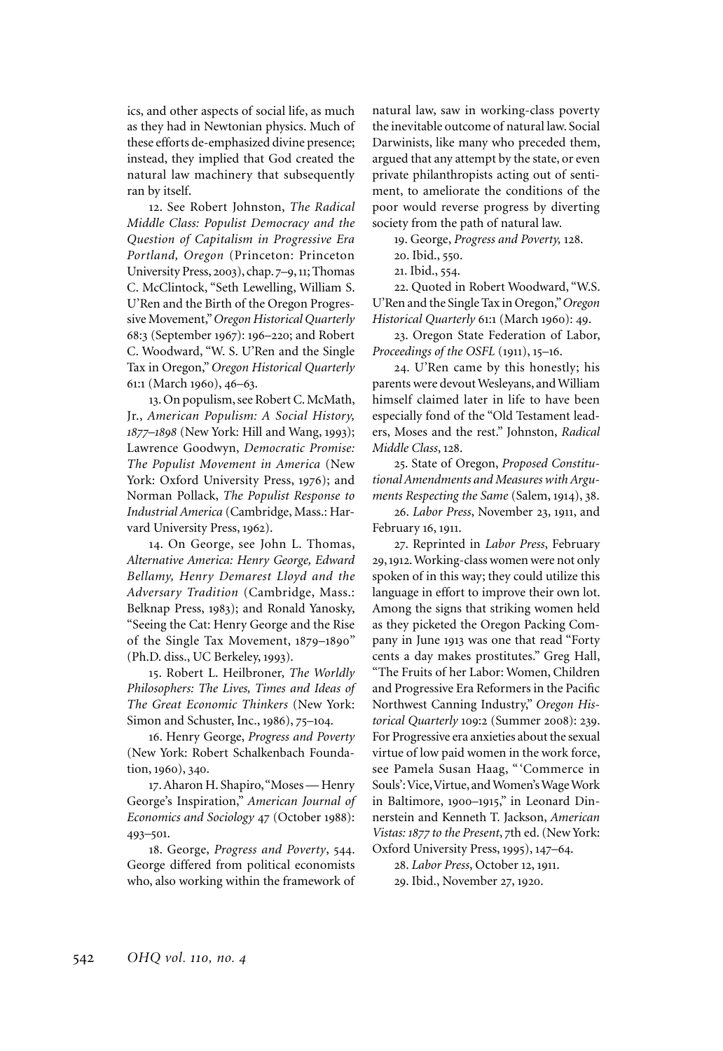ics, and other aspects of social life, as much as they had in Newtonian physics. Much of these efforts de-emphasized divine presence; instead, they implied that God created the natural law machinery that subsequently ran by itself.

12. See Robert Johnston, *The Radical Middle Class: Populist Democracy and the Question of Capitalism in Progressive Era Portland, Oregon* (Princeton: Princeton University Press, 2003), chap. 7–9, 11; Thomas C. McClintock, "Seth Lewelling, William S. U'Ren and the Birth of the Oregon Progressive Movement," *Oregon Historical Quarterly* 68:3 (September 1967): 196–220; and Robert C. Woodward, "W. S. U'Ren and the Single Tax in Oregon," *Oregon Historical Quarterly* 61:1 (March 1960), 46–63.

13. On populism, see Robert C. McMath, Jr., *American Populism: A Social History, 1877–1898* (New York: Hill and Wang, 1993); Lawrence Goodwyn, *Democratic Promise: The Populist Movement in America* (New York: Oxford University Press, 1976); and Norman Pollack, *The Populist Response to Industrial America* (Cambridge, Mass.: Harvard University Press, 1962).

14. On George, see John L. Thomas, *Alternative America: Henry George, Edward Bellamy, Henry Demarest Lloyd and the Adversary Tradition* (Cambridge, Mass.: Belknap Press, 1983); and Ronald Yanosky, "Seeing the Cat: Henry George and the Rise of the Single Tax Movement, 1879–1890" (Ph.D. diss., UC Berkeley, 1993).

15. Robert L. Heilbroner, *The Worldly Philosophers: The Lives, Times and Ideas of The Great Economic Thinkers* (New York: Simon and Schuster, Inc., 1986), 75–104.

16. Henry George, *Progress and Poverty* (New York: Robert Schalkenbach Foundation, 1960), 340.

17. Aharon H. Shapiro, "Moses — Henry George's Inspiration," *American Journal of Economics and Sociology* 47 (October 1988): 493–501.

18. George, *Progress and Poverty*, 544. George differed from political economists who, also working within the framework of natural law, saw in working-class poverty the inevitable outcome of natural law. Social Darwinists, like many who preceded them, argued that any attempt by the state, or even private philanthropists acting out of sentiment, to ameliorate the conditions of the poor would reverse progress by diverting society from the path of natural law.

19. George, *Progress and Poverty,* 128.

20. Ibid., 550.

21. Ibid., 554.

22. Quoted in Robert Woodward, "W.S. U'Ren and the Single Tax in Oregon," *Oregon Historical Quarterly* 61:1 (March 1960): 49.

23. Oregon State Federation of Labor, *Proceedings of the OSFL* (1911), 15–16.

24. U'Ren came by this honestly; his parents were devout Wesleyans, and William himself claimed later in life to have been especially fond of the "Old Testament leaders, Moses and the rest." Johnston, *Radical Middle Class*, 128.

25. State of Oregon, *Proposed Constitutional Amendments and Measures with Arguments Respecting the Same* (Salem, 1914), 38.

26. *Labor Press*, November 23, 1911, and February 16, 1911.

27. Reprinted in *Labor Press*, February 29, 1912. Working-class women were not only spoken of in this way; they could utilize this language in effort to improve their own lot. Among the signs that striking women held as they picketed the Oregon Packing Company in June 1913 was one that read "Forty cents a day makes prostitutes." Greg Hall, "The Fruits of her Labor: Women, Children and Progressive Era Reformers in the Pacific Northwest Canning Industry," *Oregon Historical Quarterly* 109:2 (Summer 2008): 239. For Progressive era anxieties about the sexual virtue of low paid women in the work force, see Pamela Susan Haag, "'Commerce in Souls': Vice, Virtue, and Women's Wage Work in Baltimore, 1900–1915," in Leonard Dinnerstein and Kenneth T. Jackson, *American Vistas: 1877 to the Present*, 7th ed. (New York: Oxford University Press, 1995), 147–64.

28. *Labor Press*, October 12, 1911.

29. Ibid., November 27, 1920.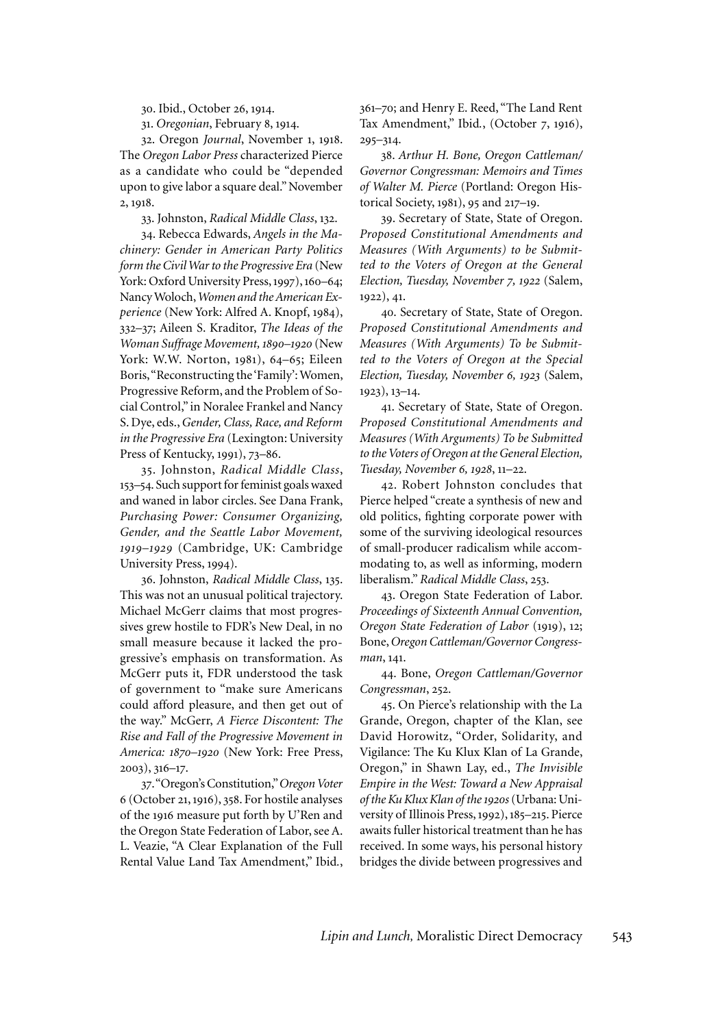30. Ibid., October 26, 1914.

31. *Oregonian*, February 8, 1914.

32. Oregon *Journal*, November 1, 1918. The *Oregon Labor Press* characterized Pierce as a candidate who could be "depended upon to give labor a square deal." November 2, 1918.

33. Johnston, *Radical Middle Class*, 132.

34. Rebecca Edwards, *Angels in the Machinery: Gender in American Party Politics form the Civil War to the Progressive Era* (New York: Oxford University Press, 1997), 160–64; Nancy Woloch, *Women and the American Experience* (New York: Alfred A. Knopf, 1984), 332–37; Aileen S. Kraditor, *The Ideas of the Woman Suffrage Movement, 1890–1920* (New York: W.W. Norton, 1981), 64–65; Eileen Boris, "Reconstructing the 'Family': Women, Progressive Reform, and the Problem of Social Control," in Noralee Frankel and Nancy S. Dye, eds., *Gender, Class, Race, and Reform in the Progressive Era* (Lexington: University Press of Kentucky, 1991), 73–86.

35. Johnston, *Radical Middle Class*, 153–54. Such support for feminist goals waxed and waned in labor circles. See Dana Frank, *Purchasing Power: Consumer Organizing, Gender, and the Seattle Labor Movement, 1919–1929* (Cambridge, UK: Cambridge University Press, 1994).

36. Johnston, *Radical Middle Class*, 135. This was not an unusual political trajectory. Michael McGerr claims that most progressives grew hostile to FDR's New Deal, in no small measure because it lacked the progressive's emphasis on transformation. As McGerr puts it, FDR understood the task of government to "make sure Americans could afford pleasure, and then get out of the way." McGerr, *A Fierce Discontent: The Rise and Fall of the Progressive Movement in America: 1870–1920* (New York: Free Press, 2003), 316–17.

37. "Oregon's Constitution," *Oregon Voter* 6 (October 21, 1916), 358. For hostile analyses of the 1916 measure put forth by U'Ren and the Oregon State Federation of Labor, see A. L. Veazie, "A Clear Explanation of the Full Rental Value Land Tax Amendment," Ibid., 361–70; and Henry E. Reed, "The Land Rent Tax Amendment," Ibid., (October 7, 1916), 295–314.

38. *Arthur H. Bone, Oregon Cattleman/Governor Congressman: Memoirs and Times of Walter M. Pierce* (Portland: Oregon Historical Society, 1981), 95 and 217–19.

39. Secretary of State, State of Oregon. *Proposed Constitutional Amendments and Measures (With Arguments) to be Submitted to the Voters of Oregon at the General Election, Tuesday, November 7, 1922* (Salem, 1922), 41.

40. Secretary of State, State of Oregon. *Proposed Constitutional Amendments and Measures (With Arguments) To be Submitted to the Voters of Oregon at the Special Election, Tuesday, November 6, 1923* (Salem, 1923), 13–14.

41. Secretary of State, State of Oregon. *Proposed Constitutional Amendments and Measures (With Arguments) To be Submitted to the Voters of Oregon at the General Election, Tuesday, November 6, 1928*, 11–22.

42. Robert Johnston concludes that Pierce helped "create a synthesis of new and old politics, fighting corporate power with some of the surviving ideological resources of small-producer radicalism while accommodating to, as well as informing, modern liberalism." *Radical Middle Class*, 253.

43. Oregon State Federation of Labor. *Proceedings of Sixteenth Annual Convention, Oregon State Federation of Labor* (1919), 12; Bone, *Oregon Cattleman/Governor Congressman*, 141.

44. Bone, *Oregon Cattleman/Governor Congressman*, 252.

45. On Pierce's relationship with the La Grande, Oregon, chapter of the Klan, see David Horowitz, "Order, Solidarity, and Vigilance: The Ku Klux Klan of La Grande, Oregon," in Shawn Lay, ed., *The Invisible Empire in the West: Toward a New Appraisal of the Ku Klux Klan of the 1920s* (Urbana: University of Illinois Press, 1992), 185–215. Pierce awaits fuller historical treatment than he has received. In some ways, his personal history bridges the divide between progressives and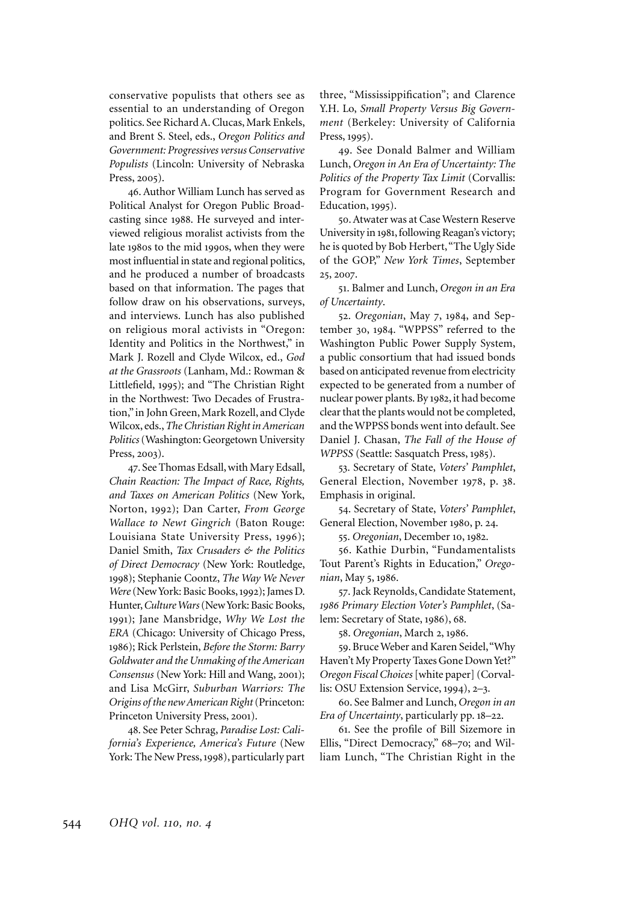conservative populists that others see as essential to an understanding of Oregon politics. See Richard A. Clucas, Mark Enkels, and Brent S. Steel, eds., *Oregon Politics and Government: Progressives versus Conservative Populists* (Lincoln: University of Nebraska Press, 2005).

46. Author William Lunch has served as Political Analyst for Oregon Public Broadcasting since 1988. He surveyed and interviewed religious moralist activists from the late 1980s to the mid 1990s, when they were most influential in state and regional politics, and he produced a number of broadcasts based on that information. The pages that follow draw on his observations, surveys, and interviews. Lunch has also published on religious moral activists in "Oregon: Identity and Politics in the Northwest," in Mark J. Rozell and Clyde Wilcox, ed., *God at the Grassroots* (Lanham, Md.: Rowman & Littlefield, 1995); and "The Christian Right in the Northwest: Two Decades of Frustration," in John Green, Mark Rozell, and Clyde Wilcox, eds., *The Christian Right in American Politics* (Washington: Georgetown University Press, 2003).

47. See Thomas Edsall, with Mary Edsall, *Chain Reaction: The Impact of Race, Rights, and Taxes on American Politics* (New York, Norton, 1992); Dan Carter, *From George Wallace to Newt Gingrich* (Baton Rouge: Louisiana State University Press, 1996); Daniel Smith, *Tax Crusaders & the Politics of Direct Democracy* (New York: Routledge, 1998); Stephanie Coontz, *The Way We Never Were* (New York: Basic Books, 1992); James D. Hunter, *Culture Wars* (New York: Basic Books, 1991); Jane Mansbridge, *Why We Lost the ERA* (Chicago: University of Chicago Press, 1986); Rick Perlstein, *Before the Storm: Barry Goldwater and the Unmaking of the American Consensus* (New York: Hill and Wang, 2001); and Lisa McGirr, *Suburban Warriors: The Origins of the new American Right* (Princeton: Princeton University Press, 2001).

48. See Peter Schrag, *Paradise Lost: California's Experience, America's Future* (New York: The New Press, 1998), particularly part three, "Mississippification"; and Clarence Y.H. Lo, *Small Property Versus Big Government* (Berkeley: University of California Press, 1995).

49. See Donald Balmer and William Lunch, *Oregon in An Era of Uncertainty: The Politics of the Property Tax Limit* (Corvallis: Program for Government Research and Education, 1995).

50. Atwater was at Case Western Reserve University in 1981, following Reagan's victory; he is quoted by Bob Herbert, "The Ugly Side of the GOP," *New York Times*, September 25, 2007.

51. Balmer and Lunch, *Oregon in an Era of Uncertainty*.

52. *Oregonian*, May 7, 1984, and September 30, 1984. "WPPSS" referred to the Washington Public Power Supply System, a public consortium that had issued bonds based on anticipated revenue from electricity expected to be generated from a number of nuclear power plants. By 1982, it had become clear that the plants would not be completed, and the WPPSS bonds went into default. See Daniel J. Chasan, *The Fall of the House of WPPSS* (Seattle: Sasquatch Press, 1985).

53. Secretary of State, *Voters' Pamphlet*, General Election, November 1978, p. 38. Emphasis in original.

54. Secretary of State, *Voters' Pamphlet*, General Election, November 1980, p. 24.

55. *Oregonian*, December 10, 1982.

56. Kathie Durbin, "Fundamentalists Tout Parent's Rights in Education," *Oregonian*, May 5, 1986.

57. Jack Reynolds, Candidate Statement, *1986 Primary Election Voter's Pamphlet*, (Salem: Secretary of State, 1986), 68.

58. *Oregonian*, March 2, 1986.

59. Bruce Weber and Karen Seidel, "Why Haven't My Property Taxes Gone Down Yet?" *Oregon Fiscal Choices* [white paper] (Corvallis: OSU Extension Service, 1994), 2–3.

60. See Balmer and Lunch, *Oregon in an Era of Uncertainty*, particularly pp. 18–22.

61. See the profile of Bill Sizemore in Ellis, "Direct Democracy," 68–70; and William Lunch, "The Christian Right in the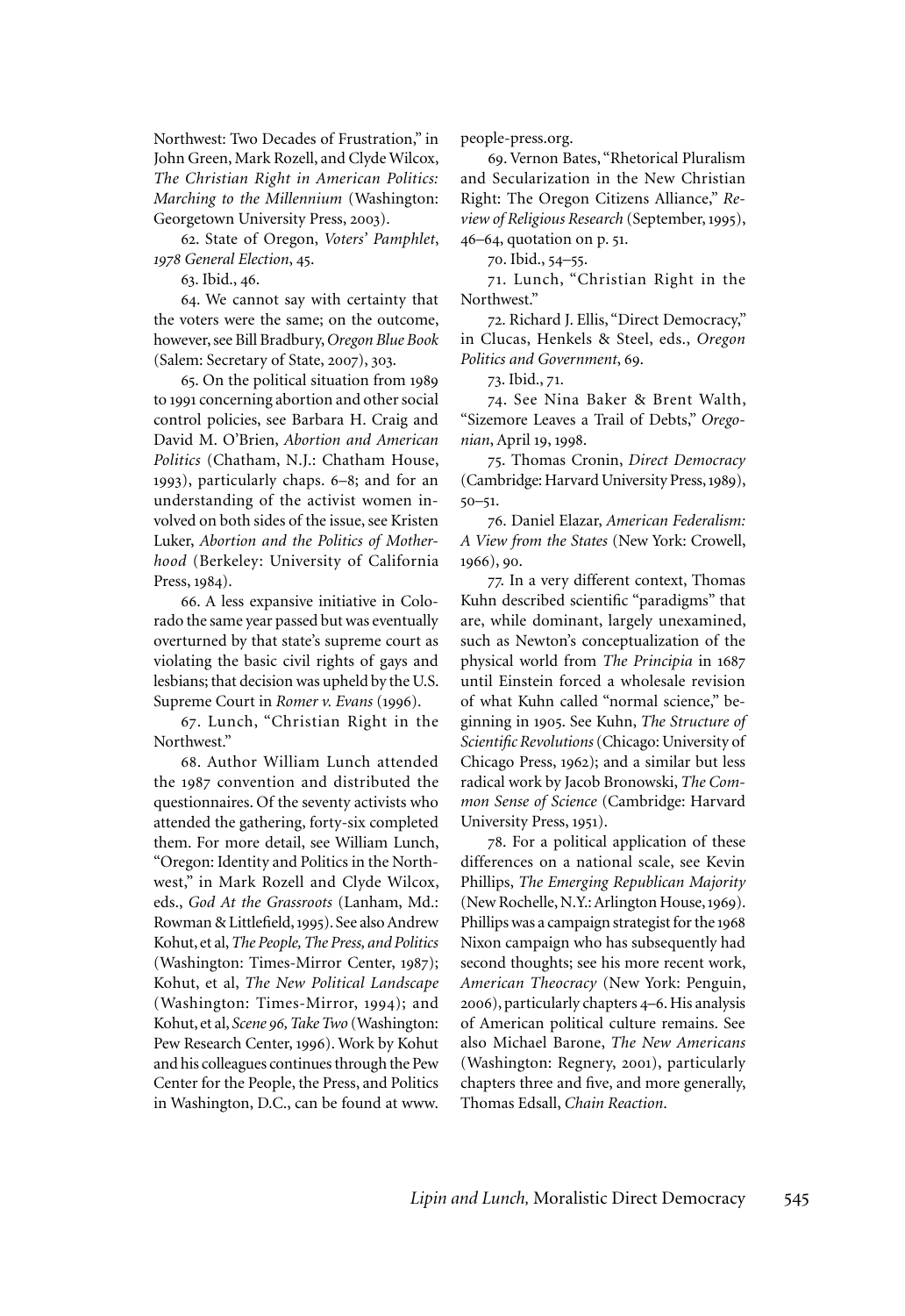Northwest: Two Decades of Frustration," in John Green, Mark Rozell, and Clyde Wilcox, *The Christian Right in American Politics: Marching to the Millennium* (Washington: Georgetown University Press, 2003).

62. State of Oregon, *Voters' Pamphlet, 1978 General Election*, 45.

63. Ibid., 46.

64. We cannot say with certainty that the voters were the same; on the outcome, however, see Bill Bradbury, *Oregon Blue Book* (Salem: Secretary of State, 2007), 303.

65. On the political situation from 1989 to 1991 concerning abortion and other social control policies, see Barbara H. Craig and David M. O'Brien, *Abortion and American Politics* (Chatham, N.J.: Chatham House, 1993), particularly chaps. 6–8; and for an understanding of the activist women involved on both sides of the issue, see Kristen Luker, *Abortion and the Politics of Motherhood* (Berkeley: University of California Press, 1984).

66. A less expansive initiative in Colorado the same year passed but was eventually overturned by that state's supreme court as violating the basic civil rights of gays and lesbians; that decision was upheld by the U.S. Supreme Court in *Romer v. Evans* (1996).

67. Lunch, "Christian Right in the Northwest."

68. Author William Lunch attended the 1987 convention and distributed the questionnaires. Of the seventy activists who attended the gathering, forty-six completed them. For more detail, see William Lunch, "Oregon: Identity and Politics in the Northwest," in Mark Rozell and Clyde Wilcox, eds., *God At the Grassroots* (Lanham, Md.: Rowman & Littlefield, 1995). See also Andrew Kohut, et al, *The People, The Press, and Politics* (Washington: Times-Mirror Center, 1987); Kohut, et al, *The New Political Landscape* (Washington: Times-Mirror, 1994); and Kohut, et al, *Scene 96, Take Two* (Washington: Pew Research Center, 1996). Work by Kohut and his colleagues continues through the Pew Center for the People, the Press, and Politics in Washington, D.C., can be found at www.people-press.org.

69. Vernon Bates, "Rhetorical Pluralism and Secularization in the New Christian Right: The Oregon Citizens Alliance," *Review of Religious Research* (September, 1995), 46–64, quotation on p. 51.

70. Ibid., 54–55.

71. Lunch, "Christian Right in the Northwest."

72. Richard J. Ellis, "Direct Democracy," in Clucas, Henkels & Steel, eds., *Oregon Politics and Government*, 69.

73. Ibid., 71.

74. See Nina Baker & Brent Walth, "Sizemore Leaves a Trail of Debts," *Oregonian*, April 19, 1998.

75. Thomas Cronin, *Direct Democracy* (Cambridge: Harvard University Press, 1989), 50–51.

76. Daniel Elazar, *American Federalism: A View from the States* (New York: Crowell, 1966), 90.

77. In a very different context, Thomas Kuhn described scientific "paradigms" that are, while dominant, largely unexamined, such as Newton's conceptualization of the physical world from *The Principia* in 1687 until Einstein forced a wholesale revision of what Kuhn called "normal science," beginning in 1905. See Kuhn, *The Structure of Scientific Revolutions* (Chicago: University of Chicago Press, 1962); and a similar but less radical work by Jacob Bronowski, *The Common Sense of Science* (Cambridge: Harvard University Press, 1951).

78. For a political application of these differences on a national scale, see Kevin Phillips, *The Emerging Republican Majority* (New Rochelle, N.Y.: Arlington House, 1969). Phillips was a campaign strategist for the 1968 Nixon campaign who has subsequently had second thoughts; see his more recent work, *American Theocracy* (New York: Penguin, 2006), particularly chapters 4–6. His analysis of American political culture remains. See also Michael Barone, *The New Americans* (Washington: Regnery, 2001), particularly chapters three and five, and more generally, Thomas Edsall, *Chain Reaction*.